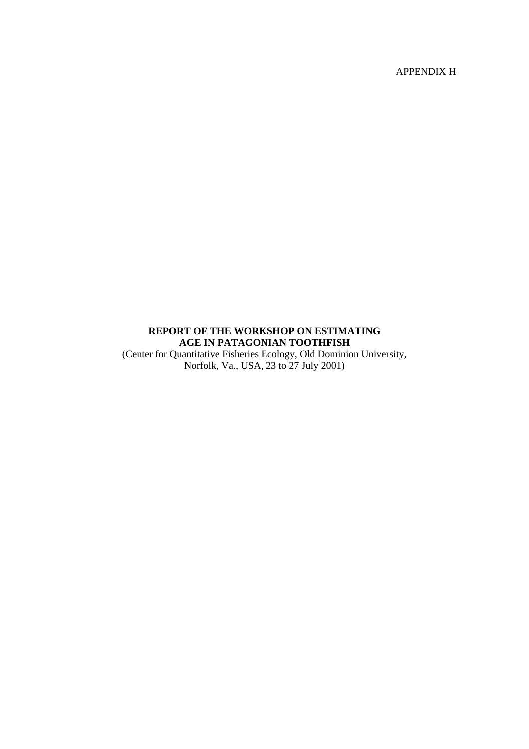APPENDIX H

# REPORT OF THE WORKSHOP ON ESTIMATING AGE IN PATAGONIAN TOOTHFISH

(Center for Quantitative Fisheries Ecology, Old Dominion University, Norfolk, Va., USA, 23 to 27 July 2001)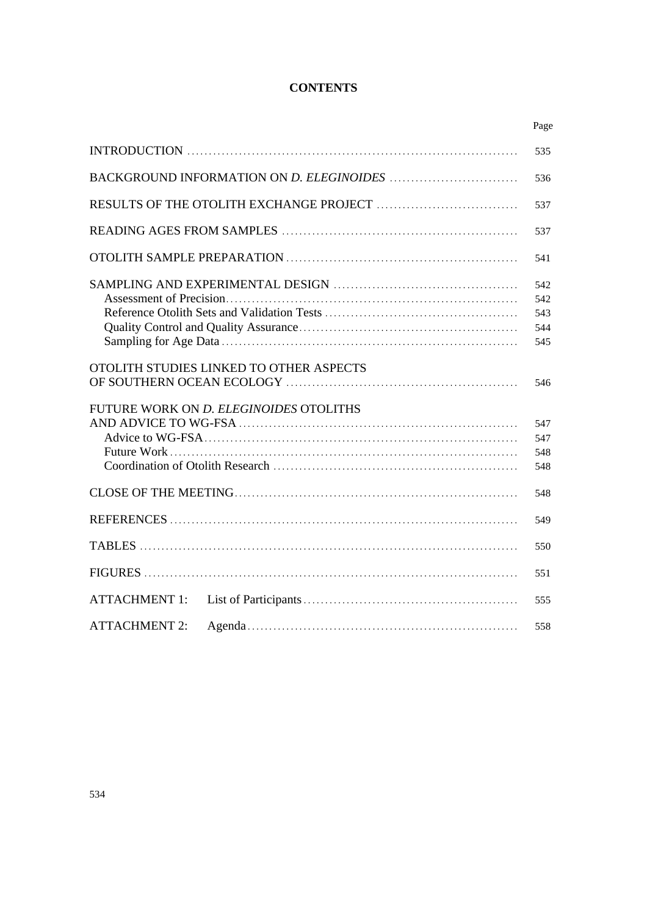# CONTENTS

| | Page |
|---|---|
| INTRODUCTION | 535 |
| BACKGROUND INFORMATION ON *D. ELEGINOIDES* | 536 |
| RESULTS OF THE OTOLITH EXCHANGE PROJECT | 537 |
| READING AGES FROM SAMPLES | 537 |
| OTOLITH SAMPLE PREPARATION | 541 |
| SAMPLING AND EXPERIMENTAL DESIGN | 542 |
| Assessment of Precision | 542 |
| Reference Otolith Sets and Validation Tests | 543 |
| Quality Control and Quality Assurance | 544 |
| Sampling for Age Data | 545 |
| OTOLITH STUDIES LINKED TO OTHER ASPECTS OF SOUTHERN OCEAN ECOLOGY | 546 |
| FUTURE WORK ON *D. ELEGINOIDES* OTOLITHS AND ADVICE TO WG-FSA | 547 |
| Advice to WG-FSA | 547 |
| Future Work | 548 |
| Coordination of Otolith Research | 548 |
| CLOSE OF THE MEETING | 548 |
| REFERENCES | 549 |
| TABLES | 550 |
| FIGURES | 551 |
| ATTACHMENT 1: List of Participants | 555 |
| ATTACHMENT 2: Agenda | 558 |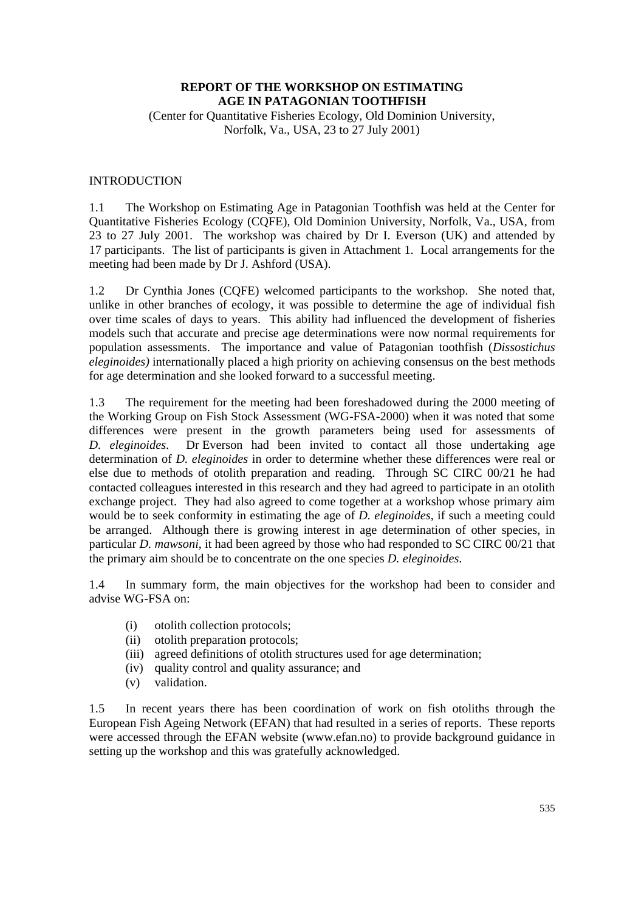**REPORT OF THE WORKSHOP ON ESTIMATING AGE IN PATAGONIAN TOOTHFISH**

(Center for Quantitative Fisheries Ecology, Old Dominion University, Norfolk, Va., USA, 23 to 27 July 2001)

## INTRODUCTION

1.1 The Workshop on Estimating Age in Patagonian Toothfish was held at the Center for Quantitative Fisheries Ecology (CQFE), Old Dominion University, Norfolk, Va., USA, from 23 to 27 July 2001. The workshop was chaired by Dr I. Everson (UK) and attended by 17 participants. The list of participants is given in Attachment 1. Local arrangements for the meeting had been made by Dr J. Ashford (USA).

1.2 Dr Cynthia Jones (CQFE) welcomed participants to the workshop. She noted that, unlike in other branches of ecology, it was possible to determine the age of individual fish over time scales of days to years. This ability had influenced the development of fisheries models such that accurate and precise age determinations were now normal requirements for population assessments. The importance and value of Patagonian toothfish (*Dissostichus eleginoides)* internationally placed a high priority on achieving consensus on the best methods for age determination and she looked forward to a successful meeting.

1.3 The requirement for the meeting had been foreshadowed during the 2000 meeting of the Working Group on Fish Stock Assessment (WG-FSA-2000) when it was noted that some differences were present in the growth parameters being used for assessments of *D. eleginoides*. Dr Everson had been invited to contact all those undertaking age determination of *D. eleginoides* in order to determine whether these differences were real or else due to methods of otolith preparation and reading. Through SC CIRC 00/21 he had contacted colleagues interested in this research and they had agreed to participate in an otolith exchange project. They had also agreed to come together at a workshop whose primary aim would be to seek conformity in estimating the age of *D. eleginoides*, if such a meeting could be arranged. Although there is growing interest in age determination of other species, in particular *D. mawsoni*, it had been agreed by those who had responded to SC CIRC 00/21 that the primary aim should be to concentrate on the one species *D. eleginoides*.

1.4 In summary form, the main objectives for the workshop had been to consider and advise WG-FSA on:

- (i) otolith collection protocols;
- (ii) otolith preparation protocols;
- (iii) agreed definitions of otolith structures used for age determination;
- (iv) quality control and quality assurance; and
- (v) validation.

1.5 In recent years there has been coordination of work on fish otoliths through the European Fish Ageing Network (EFAN) that had resulted in a series of reports. These reports were accessed through the EFAN website (www.efan.no) to provide background guidance in setting up the workshop and this was gratefully acknowledged.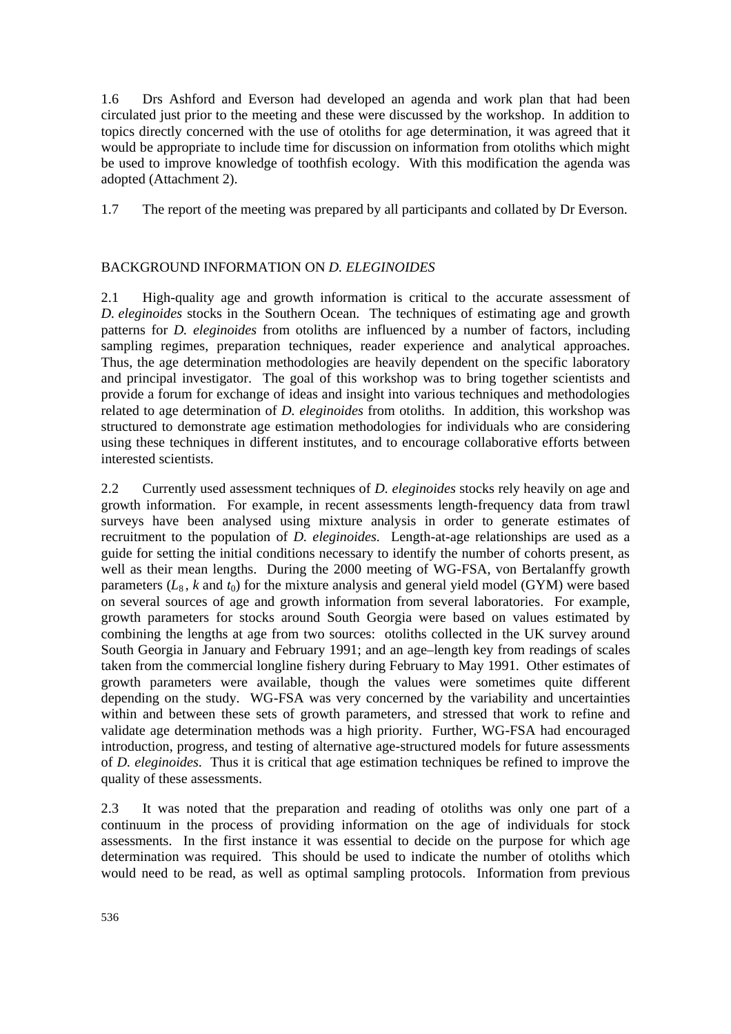1.6 Drs Ashford and Everson had developed an agenda and work plan that had been circulated just prior to the meeting and these were discussed by the workshop. In addition to topics directly concerned with the use of otoliths for age determination, it was agreed that it would be appropriate to include time for discussion on information from otoliths which might be used to improve knowledge of toothfish ecology. With this modification the agenda was adopted (Attachment 2).

1.7 The report of the meeting was prepared by all participants and collated by Dr Everson.

## BACKGROUND INFORMATION ON *D. ELEGINOIDES*

2.1 High-quality age and growth information is critical to the accurate assessment of *D. eleginoides* stocks in the Southern Ocean. The techniques of estimating age and growth patterns for *D. eleginoides* from otoliths are influenced by a number of factors, including sampling regimes, preparation techniques, reader experience and analytical approaches. Thus, the age determination methodologies are heavily dependent on the specific laboratory and principal investigator. The goal of this workshop was to bring together scientists and provide a forum for exchange of ideas and insight into various techniques and methodologies related to age determination of *D. eleginoides* from otoliths. In addition, this workshop was structured to demonstrate age estimation methodologies for individuals who are considering using these techniques in different institutes, and to encourage collaborative efforts between interested scientists.

2.2 Currently used assessment techniques of *D. eleginoides* stocks rely heavily on age and growth information. For example, in recent assessments length-frequency data from trawl surveys have been analysed using mixture analysis in order to generate estimates of recruitment to the population of *D. eleginoides*. Length-at-age relationships are used as a guide for setting the initial conditions necessary to identify the number of cohorts present, as well as their mean lengths. During the 2000 meeting of WG-FSA, von Bertalanffy growth parameters ($L_{\infty}$, $k$ and $t_0$) for the mixture analysis and general yield model (GYM) were based on several sources of age and growth information from several laboratories. For example, growth parameters for stocks around South Georgia were based on values estimated by combining the lengths at age from two sources: otoliths collected in the UK survey around South Georgia in January and February 1991; and an age–length key from readings of scales taken from the commercial longline fishery during February to May 1991. Other estimates of growth parameters were available, though the values were sometimes quite different depending on the study. WG-FSA was very concerned by the variability and uncertainties within and between these sets of growth parameters, and stressed that work to refine and validate age determination methods was a high priority. Further, WG-FSA had encouraged introduction, progress, and testing of alternative age-structured models for future assessments of *D. eleginoides*. Thus it is critical that age estimation techniques be refined to improve the quality of these assessments.

2.3 It was noted that the preparation and reading of otoliths was only one part of a continuum in the process of providing information on the age of individuals for stock assessments. In the first instance it was essential to decide on the purpose for which age determination was required. This should be used to indicate the number of otoliths which would need to be read, as well as optimal sampling protocols. Information from previous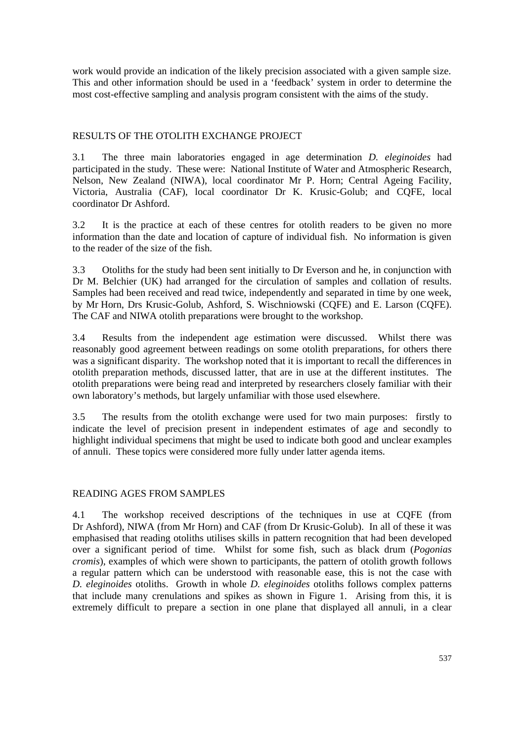work would provide an indication of the likely precision associated with a given sample size. This and other information should be used in a 'feedback' system in order to determine the most cost-effective sampling and analysis program consistent with the aims of the study.

## RESULTS OF THE OTOLITH EXCHANGE PROJECT

3.1 The three main laboratories engaged in age determination *D. eleginoides* had participated in the study. These were: National Institute of Water and Atmospheric Research, Nelson, New Zealand (NIWA), local coordinator Mr P. Horn; Central Ageing Facility, Victoria, Australia (CAF), local coordinator Dr K. Krusic-Golub; and CQFE, local coordinator Dr Ashford.

3.2 It is the practice at each of these centres for otolith readers to be given no more information than the date and location of capture of individual fish. No information is given to the reader of the size of the fish.

3.3 Otoliths for the study had been sent initially to Dr Everson and he, in conjunction with Dr M. Belchier (UK) had arranged for the circulation of samples and collation of results. Samples had been received and read twice, independently and separated in time by one week, by Mr Horn, Drs Krusic-Golub, Ashford, S. Wischniowski (CQFE) and E. Larson (CQFE). The CAF and NIWA otolith preparations were brought to the workshop.

3.4 Results from the independent age estimation were discussed. Whilst there was reasonably good agreement between readings on some otolith preparations, for others there was a significant disparity. The workshop noted that it is important to recall the differences in otolith preparation methods, discussed latter, that are in use at the different institutes. The otolith preparations were being read and interpreted by researchers closely familiar with their own laboratory's methods, but largely unfamiliar with those used elsewhere.

3.5 The results from the otolith exchange were used for two main purposes: firstly to indicate the level of precision present in independent estimates of age and secondly to highlight individual specimens that might be used to indicate both good and unclear examples of annuli. These topics were considered more fully under latter agenda items.

## READING AGES FROM SAMPLES

4.1 The workshop received descriptions of the techniques in use at CQFE (from Dr Ashford), NIWA (from Mr Horn) and CAF (from Dr Krusic-Golub). In all of these it was emphasised that reading otoliths utilises skills in pattern recognition that had been developed over a significant period of time. Whilst for some fish, such as black drum (*Pogonias cromis*), examples of which were shown to participants, the pattern of otolith growth follows a regular pattern which can be understood with reasonable ease, this is not the case with *D. eleginoides* otoliths. Growth in whole *D. eleginoides* otoliths follows complex patterns that include many crenulations and spikes as shown in Figure 1. Arising from this, it is extremely difficult to prepare a section in one plane that displayed all annuli, in a clear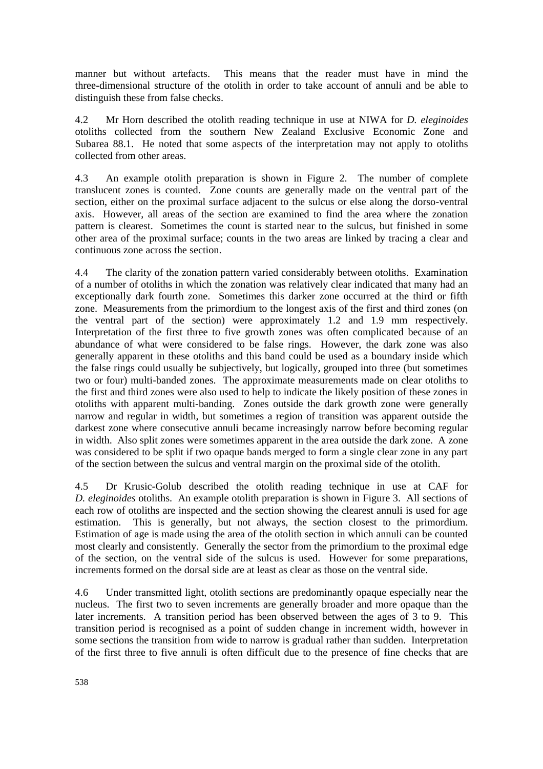manner but without artefacts. This means that the reader must have in mind the three-dimensional structure of the otolith in order to take account of annuli and be able to distinguish these from false checks.

4.2 Mr Horn described the otolith reading technique in use at NIWA for *D. eleginoides* otoliths collected from the southern New Zealand Exclusive Economic Zone and Subarea 88.1. He noted that some aspects of the interpretation may not apply to otoliths collected from other areas.

4.3 An example otolith preparation is shown in Figure 2. The number of complete translucent zones is counted. Zone counts are generally made on the ventral part of the section, either on the proximal surface adjacent to the sulcus or else along the dorso-ventral axis. However, all areas of the section are examined to find the area where the zonation pattern is clearest. Sometimes the count is started near to the sulcus, but finished in some other area of the proximal surface; counts in the two areas are linked by tracing a clear and continuous zone across the section.

4.4 The clarity of the zonation pattern varied considerably between otoliths. Examination of a number of otoliths in which the zonation was relatively clear indicated that many had an exceptionally dark fourth zone. Sometimes this darker zone occurred at the third or fifth zone. Measurements from the primordium to the longest axis of the first and third zones (on the ventral part of the section) were approximately 1.2 and 1.9 mm respectively. Interpretation of the first three to five growth zones was often complicated because of an abundance of what were considered to be false rings. However, the dark zone was also generally apparent in these otoliths and this band could be used as a boundary inside which the false rings could usually be subjectively, but logically, grouped into three (but sometimes two or four) multi-banded zones. The approximate measurements made on clear otoliths to the first and third zones were also used to help to indicate the likely position of these zones in otoliths with apparent multi-banding. Zones outside the dark growth zone were generally narrow and regular in width, but sometimes a region of transition was apparent outside the darkest zone where consecutive annuli became increasingly narrow before becoming regular in width. Also split zones were sometimes apparent in the area outside the dark zone. A zone was considered to be split if two opaque bands merged to form a single clear zone in any part of the section between the sulcus and ventral margin on the proximal side of the otolith.

4.5 Dr Krusic-Golub described the otolith reading technique in use at CAF for *D. eleginoides* otoliths. An example otolith preparation is shown in Figure 3. All sections of each row of otoliths are inspected and the section showing the clearest annuli is used for age estimation. This is generally, but not always, the section closest to the primordium. Estimation of age is made using the area of the otolith section in which annuli can be counted most clearly and consistently. Generally the sector from the primordium to the proximal edge of the section, on the ventral side of the sulcus is used. However for some preparations, increments formed on the dorsal side are at least as clear as those on the ventral side.

4.6 Under transmitted light, otolith sections are predominantly opaque especially near the nucleus. The first two to seven increments are generally broader and more opaque than the later increments. A transition period has been observed between the ages of 3 to 9. This transition period is recognised as a point of sudden change in increment width, however in some sections the transition from wide to narrow is gradual rather than sudden. Interpretation of the first three to five annuli is often difficult due to the presence of fine checks that are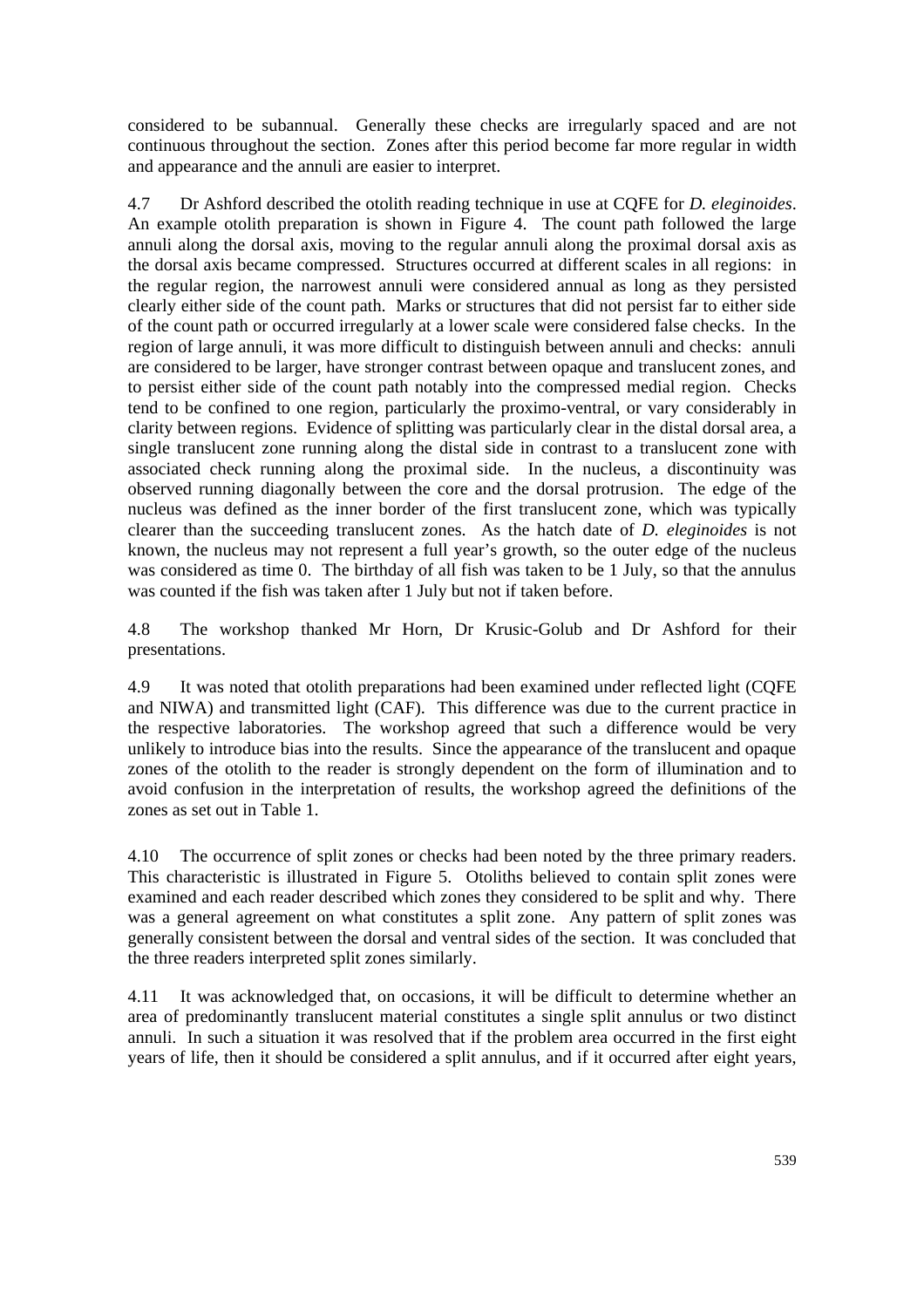considered to be subannual. Generally these checks are irregularly spaced and are not continuous throughout the section. Zones after this period become far more regular in width and appearance and the annuli are easier to interpret.

4.7 Dr Ashford described the otolith reading technique in use at CQFE for *D. eleginoides*. An example otolith preparation is shown in Figure 4. The count path followed the large annuli along the dorsal axis, moving to the regular annuli along the proximal dorsal axis as the dorsal axis became compressed. Structures occurred at different scales in all regions: in the regular region, the narrowest annuli were considered annual as long as they persisted clearly either side of the count path. Marks or structures that did not persist far to either side of the count path or occurred irregularly at a lower scale were considered false checks. In the region of large annuli, it was more difficult to distinguish between annuli and checks: annuli are considered to be larger, have stronger contrast between opaque and translucent zones, and to persist either side of the count path notably into the compressed medial region. Checks tend to be confined to one region, particularly the proximo-ventral, or vary considerably in clarity between regions. Evidence of splitting was particularly clear in the distal dorsal area, a single translucent zone running along the distal side in contrast to a translucent zone with associated check running along the proximal side. In the nucleus, a discontinuity was observed running diagonally between the core and the dorsal protrusion. The edge of the nucleus was defined as the inner border of the first translucent zone, which was typically clearer than the succeeding translucent zones. As the hatch date of *D. eleginoides* is not known, the nucleus may not represent a full year's growth, so the outer edge of the nucleus was considered as time 0. The birthday of all fish was taken to be 1 July, so that the annulus was counted if the fish was taken after 1 July but not if taken before.

4.8 The workshop thanked Mr Horn, Dr Krusic-Golub and Dr Ashford for their presentations.

4.9 It was noted that otolith preparations had been examined under reflected light (CQFE and NIWA) and transmitted light (CAF). This difference was due to the current practice in the respective laboratories. The workshop agreed that such a difference would be very unlikely to introduce bias into the results. Since the appearance of the translucent and opaque zones of the otolith to the reader is strongly dependent on the form of illumination and to avoid confusion in the interpretation of results, the workshop agreed the definitions of the zones as set out in Table 1.

4.10 The occurrence of split zones or checks had been noted by the three primary readers. This characteristic is illustrated in Figure 5. Otoliths believed to contain split zones were examined and each reader described which zones they considered to be split and why. There was a general agreement on what constitutes a split zone. Any pattern of split zones was generally consistent between the dorsal and ventral sides of the section. It was concluded that the three readers interpreted split zones similarly.

4.11 It was acknowledged that, on occasions, it will be difficult to determine whether an area of predominantly translucent material constitutes a single split annulus or two distinct annuli. In such a situation it was resolved that if the problem area occurred in the first eight years of life, then it should be considered a split annulus, and if it occurred after eight years,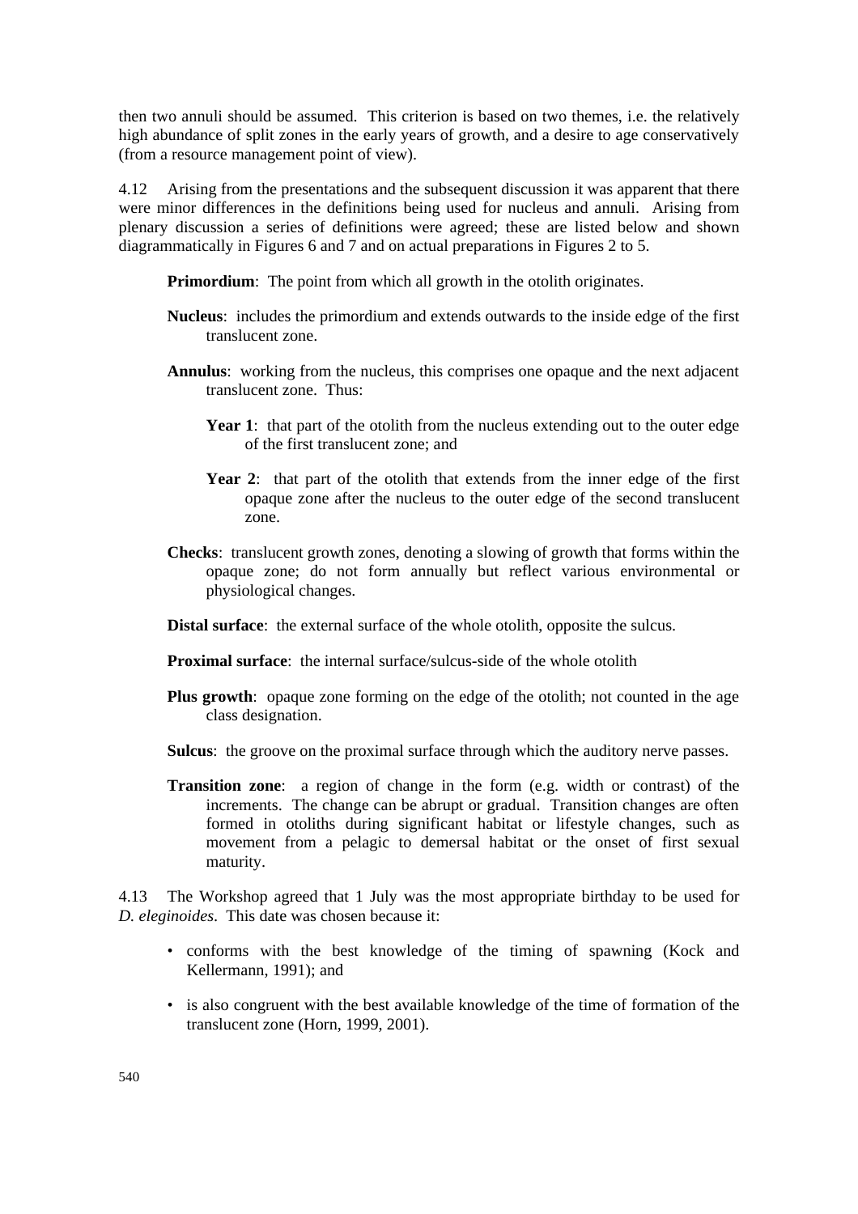then two annuli should be assumed. This criterion is based on two themes, i.e. the relatively high abundance of split zones in the early years of growth, and a desire to age conservatively (from a resource management point of view).

4.12 Arising from the presentations and the subsequent discussion it was apparent that there were minor differences in the definitions being used for nucleus and annuli. Arising from plenary discussion a series of definitions were agreed; these are listed below and shown diagrammatically in Figures 6 and 7 and on actual preparations in Figures 2 to 5.

**Primordium**: The point from which all growth in the otolith originates.

**Nucleus**: includes the primordium and extends outwards to the inside edge of the first translucent zone.

**Annulus**: working from the nucleus, this comprises one opaque and the next adjacent translucent zone. Thus:

- **Year 1**: that part of the otolith from the nucleus extending out to the outer edge of the first translucent zone; and
- **Year 2**: that part of the otolith that extends from the inner edge of the first opaque zone after the nucleus to the outer edge of the second translucent zone.

**Checks**: translucent growth zones, denoting a slowing of growth that forms within the opaque zone; do not form annually but reflect various environmental or physiological changes.

**Distal surface**: the external surface of the whole otolith, opposite the sulcus.

**Proximal surface**: the internal surface/sulcus-side of the whole otolith

**Plus growth**: opaque zone forming on the edge of the otolith; not counted in the age class designation.

**Sulcus**: the groove on the proximal surface through which the auditory nerve passes.

**Transition zone**: a region of change in the form (e.g. width or contrast) of the increments. The change can be abrupt or gradual. Transition changes are often formed in otoliths during significant habitat or lifestyle changes, such as movement from a pelagic to demersal habitat or the onset of first sexual maturity.

4.13 The Workshop agreed that 1 July was the most appropriate birthday to be used for *D. eleginoides*. This date was chosen because it:

- conforms with the best knowledge of the timing of spawning (Kock and Kellermann, 1991); and
- is also congruent with the best available knowledge of the time of formation of the translucent zone (Horn, 1999, 2001).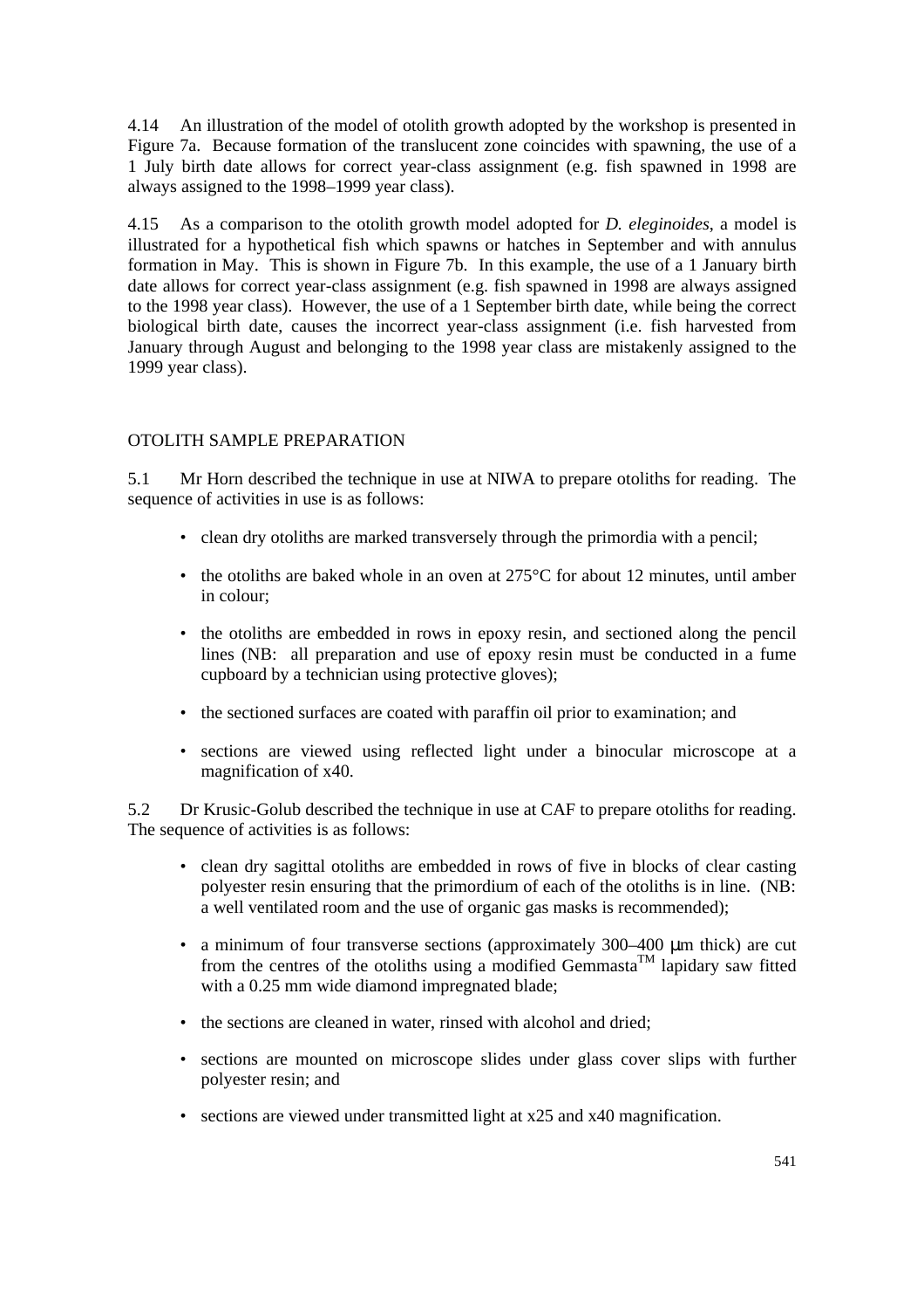4.14 An illustration of the model of otolith growth adopted by the workshop is presented in Figure 7a. Because formation of the translucent zone coincides with spawning, the use of a 1 July birth date allows for correct year-class assignment (e.g. fish spawned in 1998 are always assigned to the 1998–1999 year class).

4.15 As a comparison to the otolith growth model adopted for *D. eleginoides*, a model is illustrated for a hypothetical fish which spawns or hatches in September and with annulus formation in May. This is shown in Figure 7b. In this example, the use of a 1 January birth date allows for correct year-class assignment (e.g. fish spawned in 1998 are always assigned to the 1998 year class). However, the use of a 1 September birth date, while being the correct biological birth date, causes the incorrect year-class assignment (i.e. fish harvested from January through August and belonging to the 1998 year class are mistakenly assigned to the 1999 year class).

## OTOLITH SAMPLE PREPARATION

5.1 Mr Horn described the technique in use at NIWA to prepare otoliths for reading. The sequence of activities in use is as follows:

- clean dry otoliths are marked transversely through the primordia with a pencil;
- the otoliths are baked whole in an oven at 275°C for about 12 minutes, until amber in colour;
- the otoliths are embedded in rows in epoxy resin, and sectioned along the pencil lines (NB: all preparation and use of epoxy resin must be conducted in a fume cupboard by a technician using protective gloves);
- the sectioned surfaces are coated with paraffin oil prior to examination; and
- sections are viewed using reflected light under a binocular microscope at a magnification of x40.

5.2 Dr Krusic-Golub described the technique in use at CAF to prepare otoliths for reading. The sequence of activities is as follows:

- clean dry sagittal otoliths are embedded in rows of five in blocks of clear casting polyester resin ensuring that the primordium of each of the otoliths is in line. (NB: a well ventilated room and the use of organic gas masks is recommended);
- a minimum of four transverse sections (approximately 300–400 µm thick) are cut from the centres of the otoliths using a modified Gemmasta™ lapidary saw fitted with a 0.25 mm wide diamond impregnated blade;
- the sections are cleaned in water, rinsed with alcohol and dried;
- sections are mounted on microscope slides under glass cover slips with further polyester resin; and
- sections are viewed under transmitted light at x25 and x40 magnification.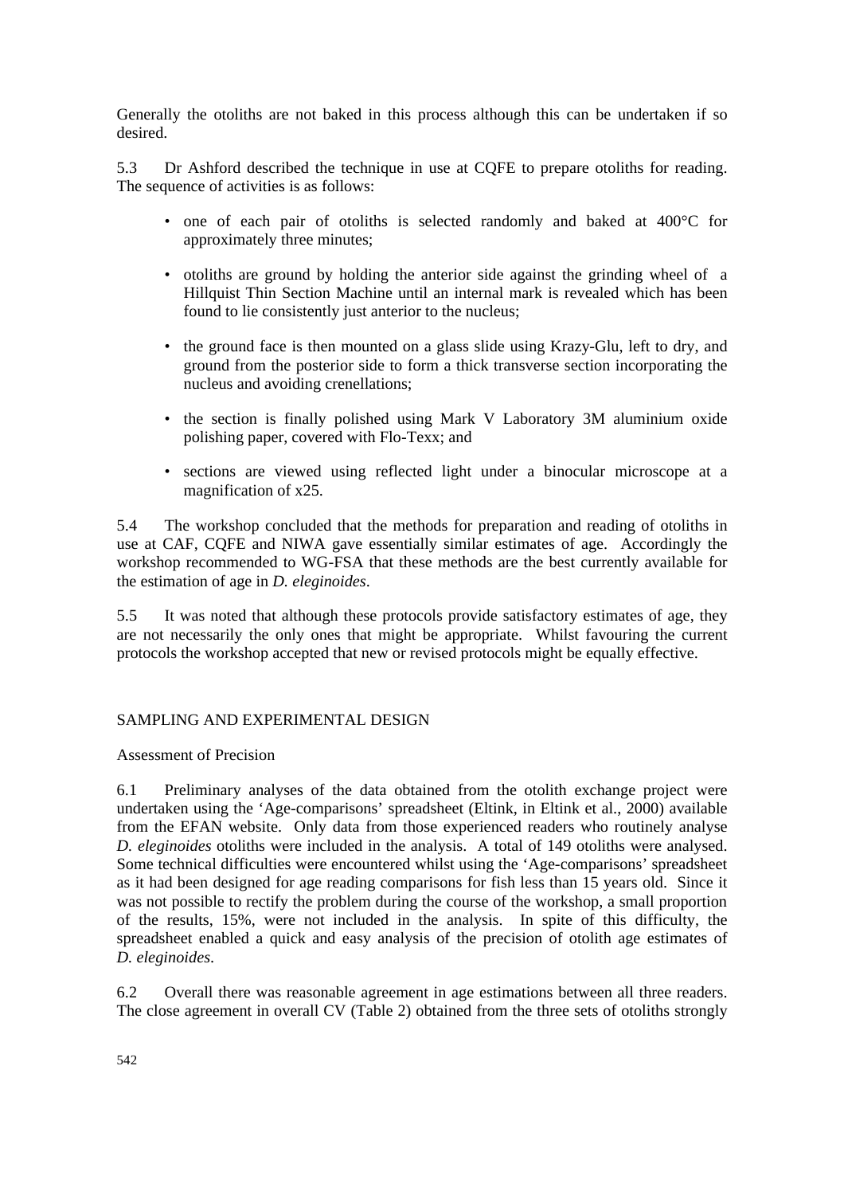Generally the otoliths are not baked in this process although this can be undertaken if so desired.

5.3 Dr Ashford described the technique in use at CQFE to prepare otoliths for reading. The sequence of activities is as follows:

- one of each pair of otoliths is selected randomly and baked at 400°C for approximately three minutes;
- otoliths are ground by holding the anterior side against the grinding wheel of a Hillquist Thin Section Machine until an internal mark is revealed which has been found to lie consistently just anterior to the nucleus;
- the ground face is then mounted on a glass slide using Krazy-Glu, left to dry, and ground from the posterior side to form a thick transverse section incorporating the nucleus and avoiding crenellations;
- the section is finally polished using Mark V Laboratory 3M aluminium oxide polishing paper, covered with Flo-Texx; and
- sections are viewed using reflected light under a binocular microscope at a magnification of x25.

5.4 The workshop concluded that the methods for preparation and reading of otoliths in use at CAF, CQFE and NIWA gave essentially similar estimates of age. Accordingly the workshop recommended to WG-FSA that these methods are the best currently available for the estimation of age in *D. eleginoides*.

5.5 It was noted that although these protocols provide satisfactory estimates of age, they are not necessarily the only ones that might be appropriate. Whilst favouring the current protocols the workshop accepted that new or revised protocols might be equally effective.

## SAMPLING AND EXPERIMENTAL DESIGN

### Assessment of Precision

6.1 Preliminary analyses of the data obtained from the otolith exchange project were undertaken using the 'Age-comparisons' spreadsheet (Eltink, in Eltink et al., 2000) available from the EFAN website. Only data from those experienced readers who routinely analyse *D. eleginoides* otoliths were included in the analysis. A total of 149 otoliths were analysed. Some technical difficulties were encountered whilst using the 'Age-comparisons' spreadsheet as it had been designed for age reading comparisons for fish less than 15 years old. Since it was not possible to rectify the problem during the course of the workshop, a small proportion of the results, 15%, were not included in the analysis. In spite of this difficulty, the spreadsheet enabled a quick and easy analysis of the precision of otolith age estimates of *D. eleginoides*.

6.2 Overall there was reasonable agreement in age estimations between all three readers. The close agreement in overall CV (Table 2) obtained from the three sets of otoliths strongly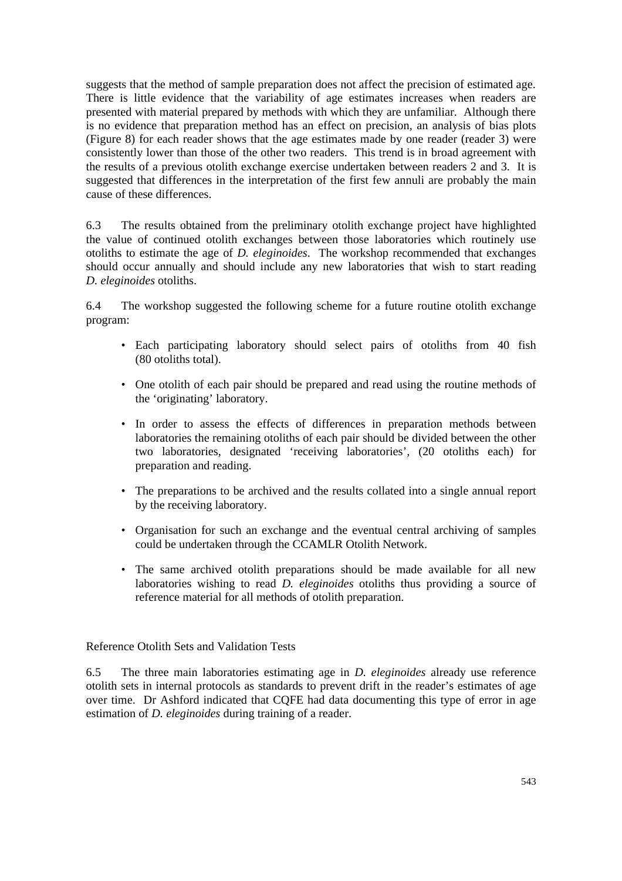suggests that the method of sample preparation does not affect the precision of estimated age. There is little evidence that the variability of age estimates increases when readers are presented with material prepared by methods with which they are unfamiliar. Although there is no evidence that preparation method has an effect on precision, an analysis of bias plots (Figure 8) for each reader shows that the age estimates made by one reader (reader 3) were consistently lower than those of the other two readers. This trend is in broad agreement with the results of a previous otolith exchange exercise undertaken between readers 2 and 3. It is suggested that differences in the interpretation of the first few annuli are probably the main cause of these differences.

6.3 The results obtained from the preliminary otolith exchange project have highlighted the value of continued otolith exchanges between those laboratories which routinely use otoliths to estimate the age of *D. eleginoides*. The workshop recommended that exchanges should occur annually and should include any new laboratories that wish to start reading *D. eleginoides* otoliths.

6.4 The workshop suggested the following scheme for a future routine otolith exchange program:

- Each participating laboratory should select pairs of otoliths from 40 fish (80 otoliths total).
- One otolith of each pair should be prepared and read using the routine methods of the 'originating' laboratory.
- In order to assess the effects of differences in preparation methods between laboratories the remaining otoliths of each pair should be divided between the other two laboratories, designated 'receiving laboratories', (20 otoliths each) for preparation and reading.
- The preparations to be archived and the results collated into a single annual report by the receiving laboratory.
- Organisation for such an exchange and the eventual central archiving of samples could be undertaken through the CCAMLR Otolith Network.
- The same archived otolith preparations should be made available for all new laboratories wishing to read *D. eleginoides* otoliths thus providing a source of reference material for all methods of otolith preparation.

### Reference Otolith Sets and Validation Tests

6.5 The three main laboratories estimating age in *D. eleginoides* already use reference otolith sets in internal protocols as standards to prevent drift in the reader's estimates of age over time. Dr Ashford indicated that CQFE had data documenting this type of error in age estimation of *D. eleginoides* during training of a reader.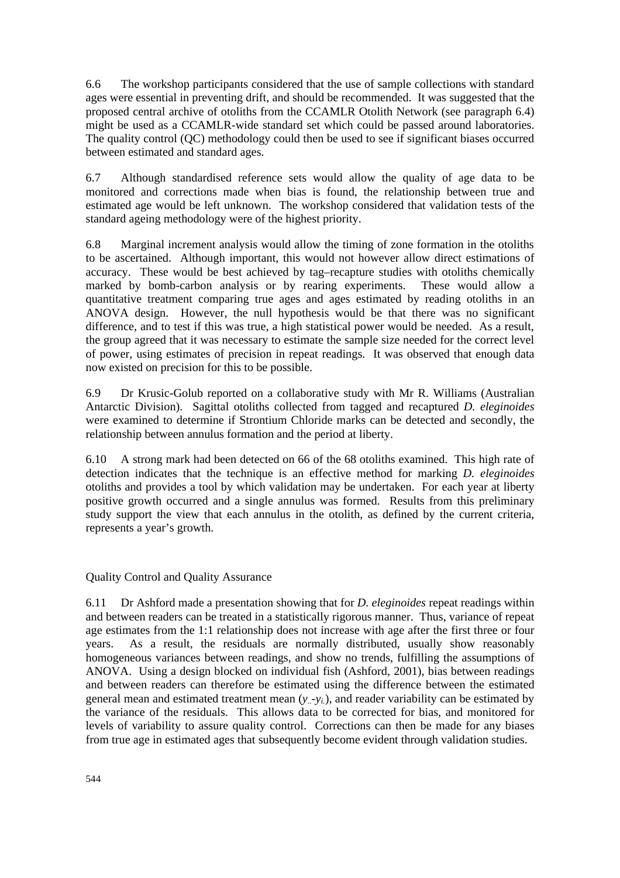6.6 The workshop participants considered that the use of sample collections with standard ages were essential in preventing drift, and should be recommended. It was suggested that the proposed central archive of otoliths from the CCAMLR Otolith Network (see paragraph 6.4) might be used as a CCAMLR-wide standard set which could be passed around laboratories. The quality control (QC) methodology could then be used to see if significant biases occurred between estimated and standard ages.

6.7 Although standardised reference sets would allow the quality of age data to be monitored and corrections made when bias is found, the relationship between true and estimated age would be left unknown. The workshop considered that validation tests of the standard ageing methodology were of the highest priority.

6.8 Marginal increment analysis would allow the timing of zone formation in the otoliths to be ascertained. Although important, this would not however allow direct estimations of accuracy. These would be best achieved by tag–recapture studies with otoliths chemically marked by bomb-carbon analysis or by rearing experiments. These would allow a quantitative treatment comparing true ages and ages estimated by reading otoliths in an ANOVA design. However, the null hypothesis would be that there was no significant difference, and to test if this was true, a high statistical power would be needed. As a result, the group agreed that it was necessary to estimate the sample size needed for the correct level of power, using estimates of precision in repeat readings. It was observed that enough data now existed on precision for this to be possible.

6.9 Dr Krusic-Golub reported on a collaborative study with Mr R. Williams (Australian Antarctic Division). Sagittal otoliths collected from tagged and recaptured *D. eleginoides* were examined to determine if Strontium Chloride marks can be detected and secondly, the relationship between annulus formation and the period at liberty.

6.10 A strong mark had been detected on 66 of the 68 otoliths examined. This high rate of detection indicates that the technique is an effective method for marking *D. eleginoides* otoliths and provides a tool by which validation may be undertaken. For each year at liberty positive growth occurred and a single annulus was formed. Results from this preliminary study support the view that each annulus in the otolith, as defined by the current criteria, represents a year's growth.

Quality Control and Quality Assurance

6.11 Dr Ashford made a presentation showing that for *D. eleginoides* repeat readings within and between readers can be treated in a statistically rigorous manner. Thus, variance of repeat age estimates from the 1:1 relationship does not increase with age after the first three or four years. As a result, the residuals are normally distributed, usually show reasonably homogeneous variances between readings, and show no trends, fulfilling the assumptions of ANOVA. Using a design blocked on individual fish (Ashford, 2001), bias between readings and between readers can therefore be estimated using the difference between the estimated general mean and estimated treatment mean ($y_{..}$-$y_{i.}$), and reader variability can be estimated by the variance of the residuals. This allows data to be corrected for bias, and monitored for levels of variability to assure quality control. Corrections can then be made for any biases from true age in estimated ages that subsequently become evident through validation studies.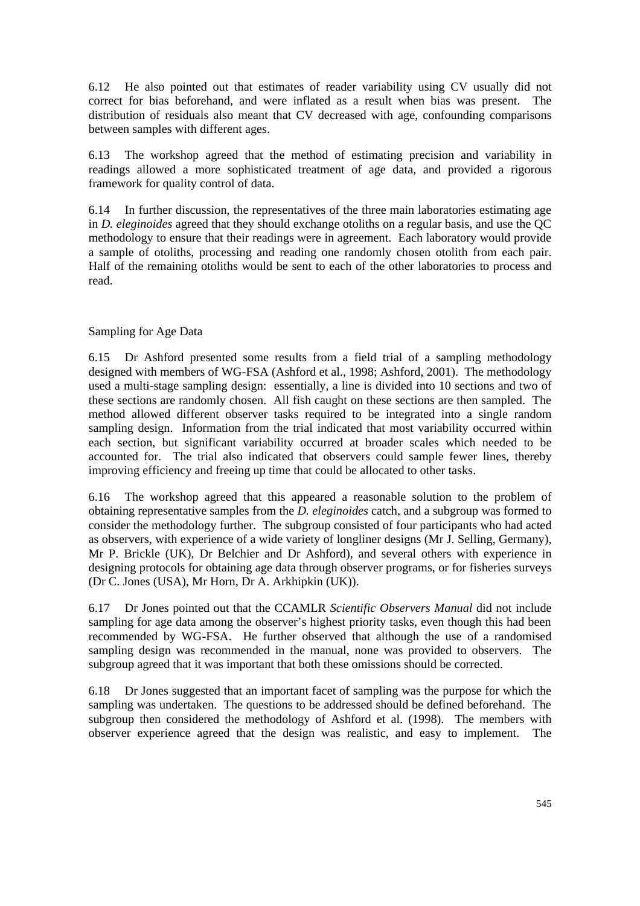6.12 He also pointed out that estimates of reader variability using CV usually did not correct for bias beforehand, and were inflated as a result when bias was present. The distribution of residuals also meant that CV decreased with age, confounding comparisons between samples with different ages.

6.13 The workshop agreed that the method of estimating precision and variability in readings allowed a more sophisticated treatment of age data, and provided a rigorous framework for quality control of data.

6.14 In further discussion, the representatives of the three main laboratories estimating age in *D. eleginoides* agreed that they should exchange otoliths on a regular basis, and use the QC methodology to ensure that their readings were in agreement. Each laboratory would provide a sample of otoliths, processing and reading one randomly chosen otolith from each pair. Half of the remaining otoliths would be sent to each of the other laboratories to process and read.

## Sampling for Age Data

6.15 Dr Ashford presented some results from a field trial of a sampling methodology designed with members of WG-FSA (Ashford et al., 1998; Ashford, 2001). The methodology used a multi-stage sampling design: essentially, a line is divided into 10 sections and two of these sections are randomly chosen. All fish caught on these sections are then sampled. The method allowed different observer tasks required to be integrated into a single random sampling design. Information from the trial indicated that most variability occurred within each section, but significant variability occurred at broader scales which needed to be accounted for. The trial also indicated that observers could sample fewer lines, thereby improving efficiency and freeing up time that could be allocated to other tasks.

6.16 The workshop agreed that this appeared a reasonable solution to the problem of obtaining representative samples from the *D. eleginoides* catch, and a subgroup was formed to consider the methodology further. The subgroup consisted of four participants who had acted as observers, with experience of a wide variety of longliner designs (Mr J. Selling, Germany), Mr P. Brickle (UK), Dr Belchier and Dr Ashford), and several others with experience in designing protocols for obtaining age data through observer programs, or for fisheries surveys (Dr C. Jones (USA), Mr Horn, Dr A. Arkhipkin (UK)).

6.17 Dr Jones pointed out that the CCAMLR *Scientific Observers Manual* did not include sampling for age data among the observer's highest priority tasks, even though this had been recommended by WG-FSA. He further observed that although the use of a randomised sampling design was recommended in the manual, none was provided to observers. The subgroup agreed that it was important that both these omissions should be corrected.

6.18 Dr Jones suggested that an important facet of sampling was the purpose for which the sampling was undertaken. The questions to be addressed should be defined beforehand. The subgroup then considered the methodology of Ashford et al. (1998). The members with observer experience agreed that the design was realistic, and easy to implement. The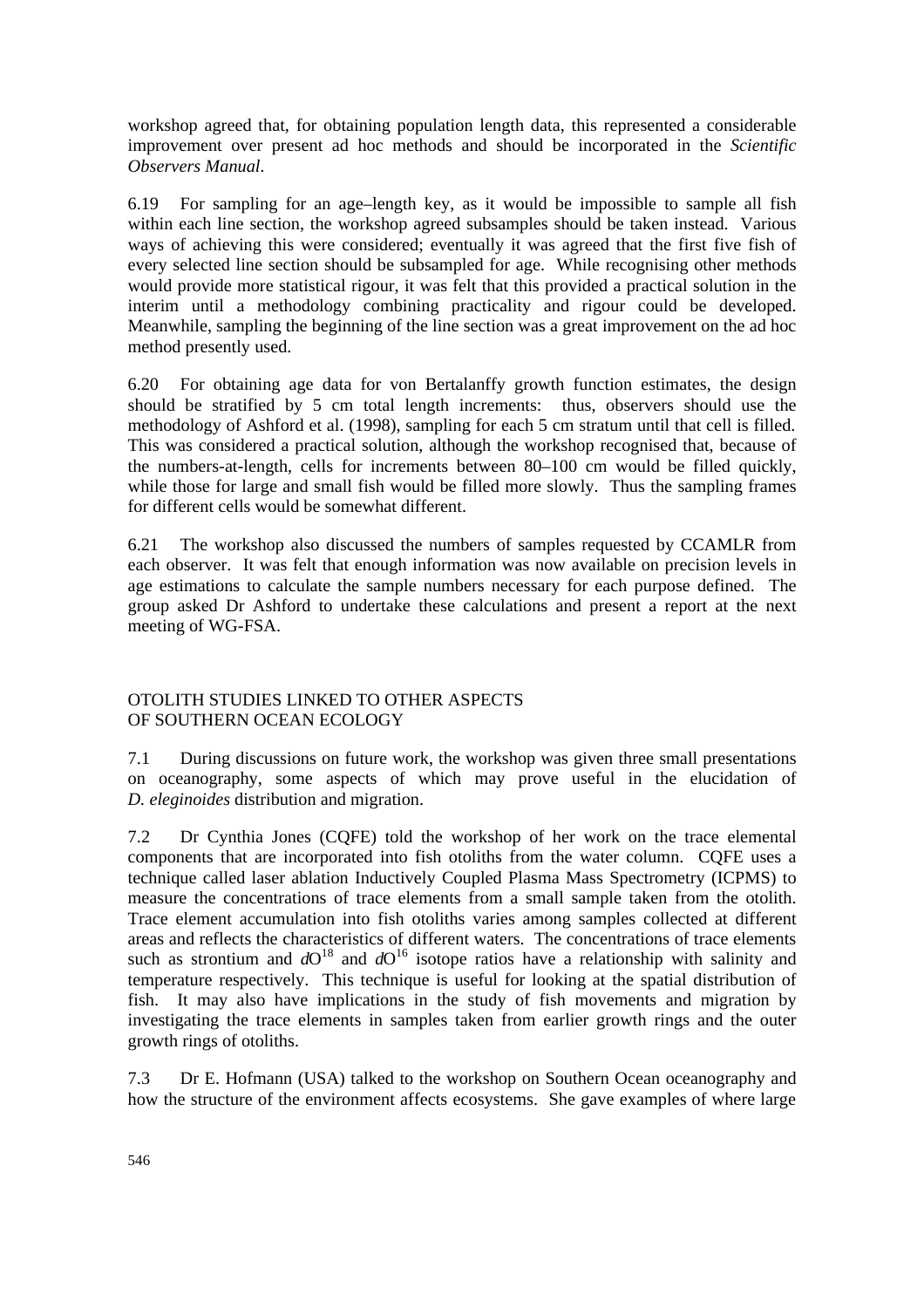workshop agreed that, for obtaining population length data, this represented a considerable improvement over present ad hoc methods and should be incorporated in the *Scientific Observers Manual*.

6.19 For sampling for an age–length key, as it would be impossible to sample all fish within each line section, the workshop agreed subsamples should be taken instead. Various ways of achieving this were considered; eventually it was agreed that the first five fish of every selected line section should be subsampled for age. While recognising other methods would provide more statistical rigour, it was felt that this provided a practical solution in the interim until a methodology combining practicality and rigour could be developed. Meanwhile, sampling the beginning of the line section was a great improvement on the ad hoc method presently used.

6.20 For obtaining age data for von Bertalanffy growth function estimates, the design should be stratified by 5 cm total length increments: thus, observers should use the methodology of Ashford et al. (1998), sampling for each 5 cm stratum until that cell is filled. This was considered a practical solution, although the workshop recognised that, because of the numbers-at-length, cells for increments between 80–100 cm would be filled quickly, while those for large and small fish would be filled more slowly. Thus the sampling frames for different cells would be somewhat different.

6.21 The workshop also discussed the numbers of samples requested by CCAMLR from each observer. It was felt that enough information was now available on precision levels in age estimations to calculate the sample numbers necessary for each purpose defined. The group asked Dr Ashford to undertake these calculations and present a report at the next meeting of WG-FSA.

## OTOLITH STUDIES LINKED TO OTHER ASPECTS OF SOUTHERN OCEAN ECOLOGY

7.1 During discussions on future work, the workshop was given three small presentations on oceanography, some aspects of which may prove useful in the elucidation of *D. eleginoides* distribution and migration.

7.2 Dr Cynthia Jones (CQFE) told the workshop of her work on the trace elemental components that are incorporated into fish otoliths from the water column. CQFE uses a technique called laser ablation Inductively Coupled Plasma Mass Spectrometry (ICPMS) to measure the concentrations of trace elements from a small sample taken from the otolith. Trace element accumulation into fish otoliths varies among samples collected at different areas and reflects the characteristics of different waters. The concentrations of trace elements such as strontium and $dO^{18}$ and $dO^{16}$ isotope ratios have a relationship with salinity and temperature respectively. This technique is useful for looking at the spatial distribution of fish. It may also have implications in the study of fish movements and migration by investigating the trace elements in samples taken from earlier growth rings and the outer growth rings of otoliths.

7.3 Dr E. Hofmann (USA) talked to the workshop on Southern Ocean oceanography and how the structure of the environment affects ecosystems. She gave examples of where large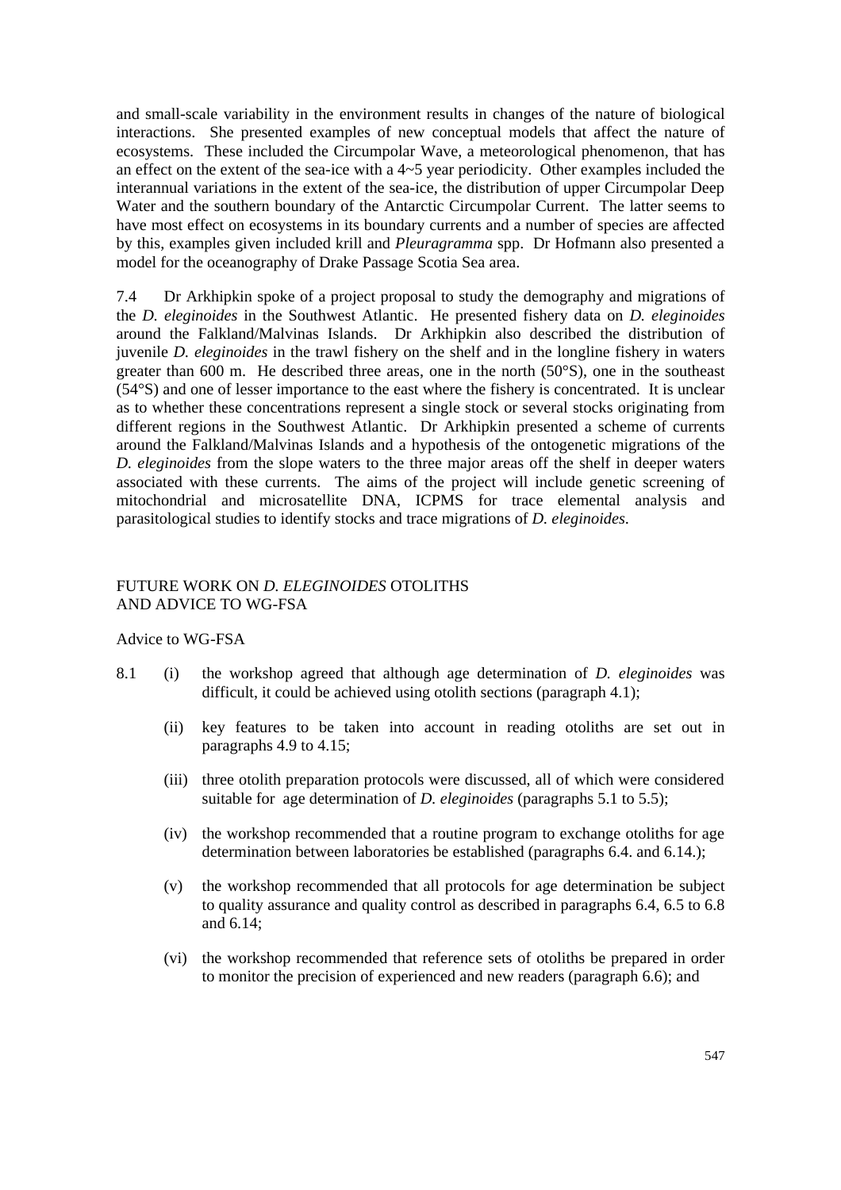and small-scale variability in the environment results in changes of the nature of biological interactions. She presented examples of new conceptual models that affect the nature of ecosystems. These included the Circumpolar Wave, a meteorological phenomenon, that has an effect on the extent of the sea-ice with a 4~5 year periodicity. Other examples included the interannual variations in the extent of the sea-ice, the distribution of upper Circumpolar Deep Water and the southern boundary of the Antarctic Circumpolar Current. The latter seems to have most effect on ecosystems in its boundary currents and a number of species are affected by this, examples given included krill and *Pleuragramma* spp. Dr Hofmann also presented a model for the oceanography of Drake Passage Scotia Sea area.

7.4 Dr Arkhipkin spoke of a project proposal to study the demography and migrations of the *D. eleginoides* in the Southwest Atlantic. He presented fishery data on *D. eleginoides* around the Falkland/Malvinas Islands. Dr Arkhipkin also described the distribution of juvenile *D. eleginoides* in the trawl fishery on the shelf and in the longline fishery in waters greater than 600 m. He described three areas, one in the north (50°S), one in the southeast (54°S) and one of lesser importance to the east where the fishery is concentrated. It is unclear as to whether these concentrations represent a single stock or several stocks originating from different regions in the Southwest Atlantic. Dr Arkhipkin presented a scheme of currents around the Falkland/Malvinas Islands and a hypothesis of the ontogenetic migrations of the *D. eleginoides* from the slope waters to the three major areas off the shelf in deeper waters associated with these currents. The aims of the project will include genetic screening of mitochondrial and microsatellite DNA, ICPMS for trace elemental analysis and parasitological studies to identify stocks and trace migrations of *D. eleginoides*.

## FUTURE WORK ON *D. ELEGINOIDES* OTOLITHS AND ADVICE TO WG-FSA

### Advice to WG-FSA

8.1 (i) the workshop agreed that although age determination of *D. eleginoides* was difficult, it could be achieved using otolith sections (paragraph 4.1);

(ii) key features to be taken into account in reading otoliths are set out in paragraphs 4.9 to 4.15;

(iii) three otolith preparation protocols were discussed, all of which were considered suitable for age determination of *D. eleginoides* (paragraphs 5.1 to 5.5);

(iv) the workshop recommended that a routine program to exchange otoliths for age determination between laboratories be established (paragraphs 6.4. and 6.14.);

(v) the workshop recommended that all protocols for age determination be subject to quality assurance and quality control as described in paragraphs 6.4, 6.5 to 6.8 and 6.14;

(vi) the workshop recommended that reference sets of otoliths be prepared in order to monitor the precision of experienced and new readers (paragraph 6.6); and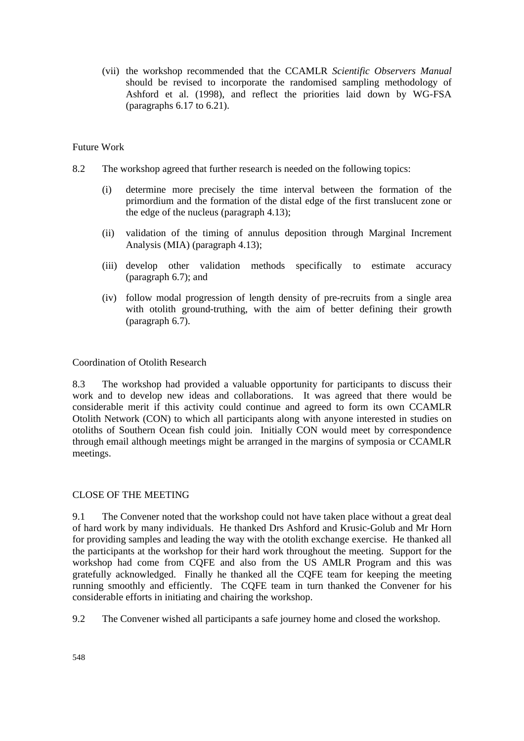(vii) the workshop recommended that the CCAMLR *Scientific Observers Manual* should be revised to incorporate the randomised sampling methodology of Ashford et al. (1998), and reflect the priorities laid down by WG-FSA (paragraphs 6.17 to 6.21).

### Future Work

8.2 The workshop agreed that further research is needed on the following topics:

(i) determine more precisely the time interval between the formation of the primordium and the formation of the distal edge of the first translucent zone or the edge of the nucleus (paragraph 4.13);

(ii) validation of the timing of annulus deposition through Marginal Increment Analysis (MIA) (paragraph 4.13);

(iii) develop other validation methods specifically to estimate accuracy (paragraph 6.7); and

(iv) follow modal progression of length density of pre-recruits from a single area with otolith ground-truthing, with the aim of better defining their growth (paragraph 6.7).

### Coordination of Otolith Research

8.3 The workshop had provided a valuable opportunity for participants to discuss their work and to develop new ideas and collaborations. It was agreed that there would be considerable merit if this activity could continue and agreed to form its own CCAMLR Otolith Network (CON) to which all participants along with anyone interested in studies on otoliths of Southern Ocean fish could join. Initially CON would meet by correspondence through email although meetings might be arranged in the margins of symposia or CCAMLR meetings.

## CLOSE OF THE MEETING

9.1 The Convener noted that the workshop could not have taken place without a great deal of hard work by many individuals. He thanked Drs Ashford and Krusic-Golub and Mr Horn for providing samples and leading the way with the otolith exchange exercise. He thanked all the participants at the workshop for their hard work throughout the meeting. Support for the workshop had come from CQFE and also from the US AMLR Program and this was gratefully acknowledged. Finally he thanked all the CQFE team for keeping the meeting running smoothly and efficiently. The CQFE team in turn thanked the Convener for his considerable efforts in initiating and chairing the workshop.

9.2 The Convener wished all participants a safe journey home and closed the workshop.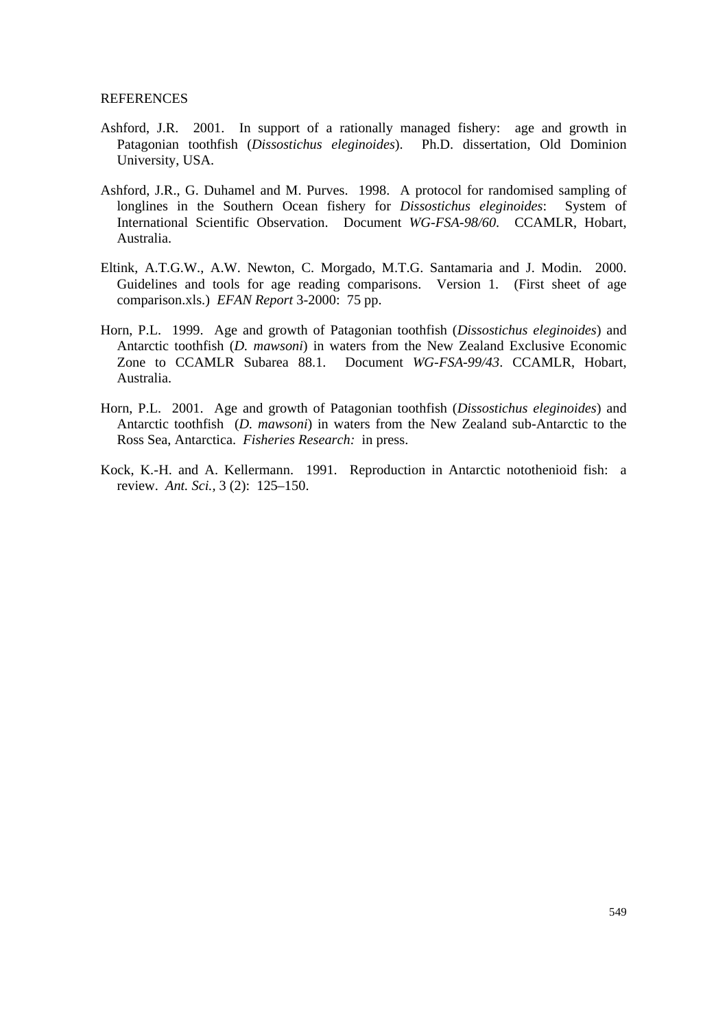## REFERENCES

Ashford, J.R. 2001. In support of a rationally managed fishery: age and growth in Patagonian toothfish (*Dissostichus eleginoides*). Ph.D. dissertation, Old Dominion University, USA.

Ashford, J.R., G. Duhamel and M. Purves. 1998. A protocol for randomised sampling of longlines in the Southern Ocean fishery for *Dissostichus eleginoides*: System of International Scientific Observation. Document *WG-FSA-98/60*. CCAMLR, Hobart, Australia.

Eltink, A.T.G.W., A.W. Newton, C. Morgado, M.T.G. Santamaria and J. Modin. 2000. Guidelines and tools for age reading comparisons. Version 1. (First sheet of age comparison.xls.) *EFAN Report* 3-2000: 75 pp.

Horn, P.L. 1999. Age and growth of Patagonian toothfish (*Dissostichus eleginoides*) and Antarctic toothfish (*D. mawsoni*) in waters from the New Zealand Exclusive Economic Zone to CCAMLR Subarea 88.1. Document *WG-FSA-99/43*. CCAMLR, Hobart, Australia.

Horn, P.L. 2001. Age and growth of Patagonian toothfish (*Dissostichus eleginoides*) and Antarctic toothfish (*D. mawsoni*) in waters from the New Zealand sub-Antarctic to the Ross Sea, Antarctica. *Fisheries Research:* in press.

Kock, K.-H. and A. Kellermann. 1991. Reproduction in Antarctic notothenioid fish: a review. *Ant. Sci.*, 3 (2): 125–150.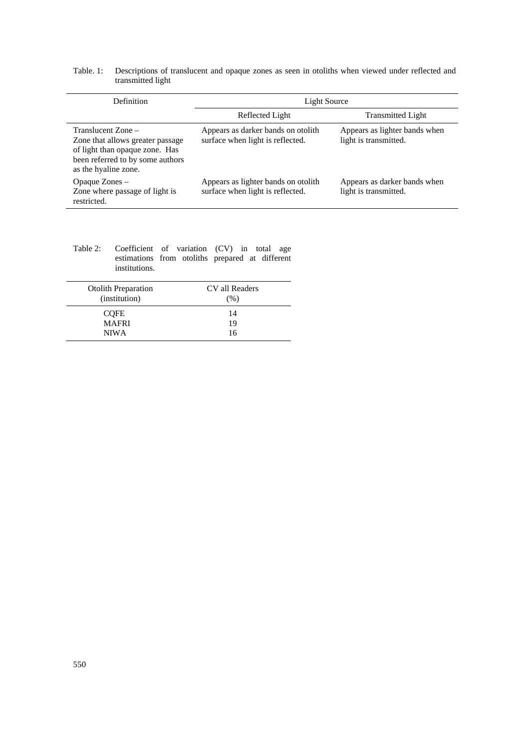Table. 1: Descriptions of translucent and opaque zones as seen in otoliths when viewed under reflected and transmitted light

| Definition | Light Source | |
|---|---|---|
| | Reflected Light | Transmitted Light |
| Translucent Zone – Zone that allows greater passage of light than opaque zone. Has been referred to by some authors as the hyaline zone. | Appears as darker bands on otolith surface when light is reflected. | Appears as lighter bands when light is transmitted. |
| Opaque Zones – Zone where passage of light is restricted. | Appears as lighter bands on otolith surface when light is reflected. | Appears as darker bands when light is transmitted. |

Table 2: Coefficient of variation (CV) in total age estimations from otoliths prepared at different institutions.

| Otolith Preparation (institution) | CV all Readers (%) |
|---|---|
| CQFE | 14 |
| MAFRI | 19 |
| NIWA | 16 |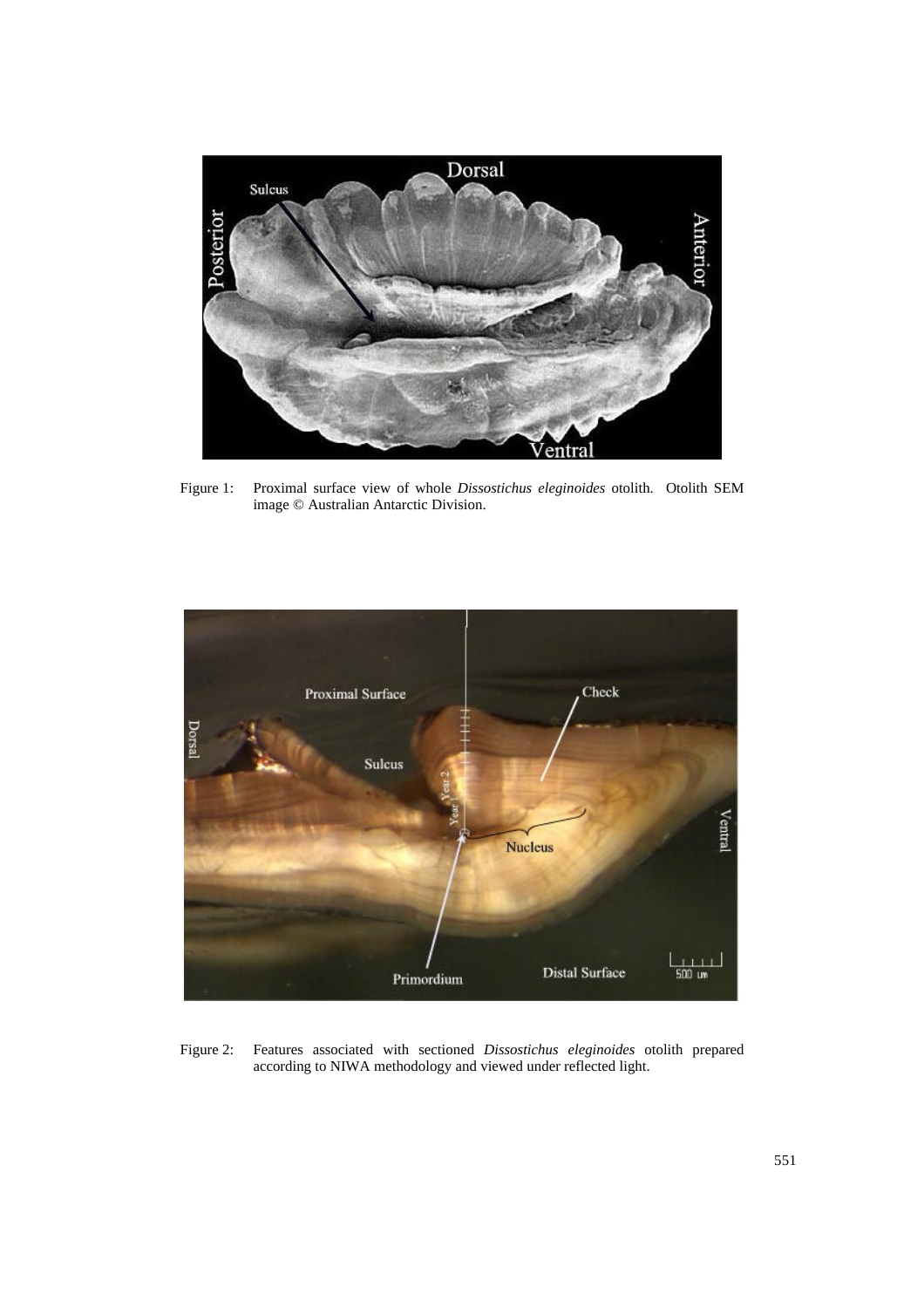Figure 1: Proximal surface view of whole *Dissostichus eleginoides* otolith. Otolith SEM image © Australian Antarctic Division.

Figure 2: Features associated with sectioned *Dissostichus eleginoides* otolith prepared according to NIWA methodology and viewed under reflected light.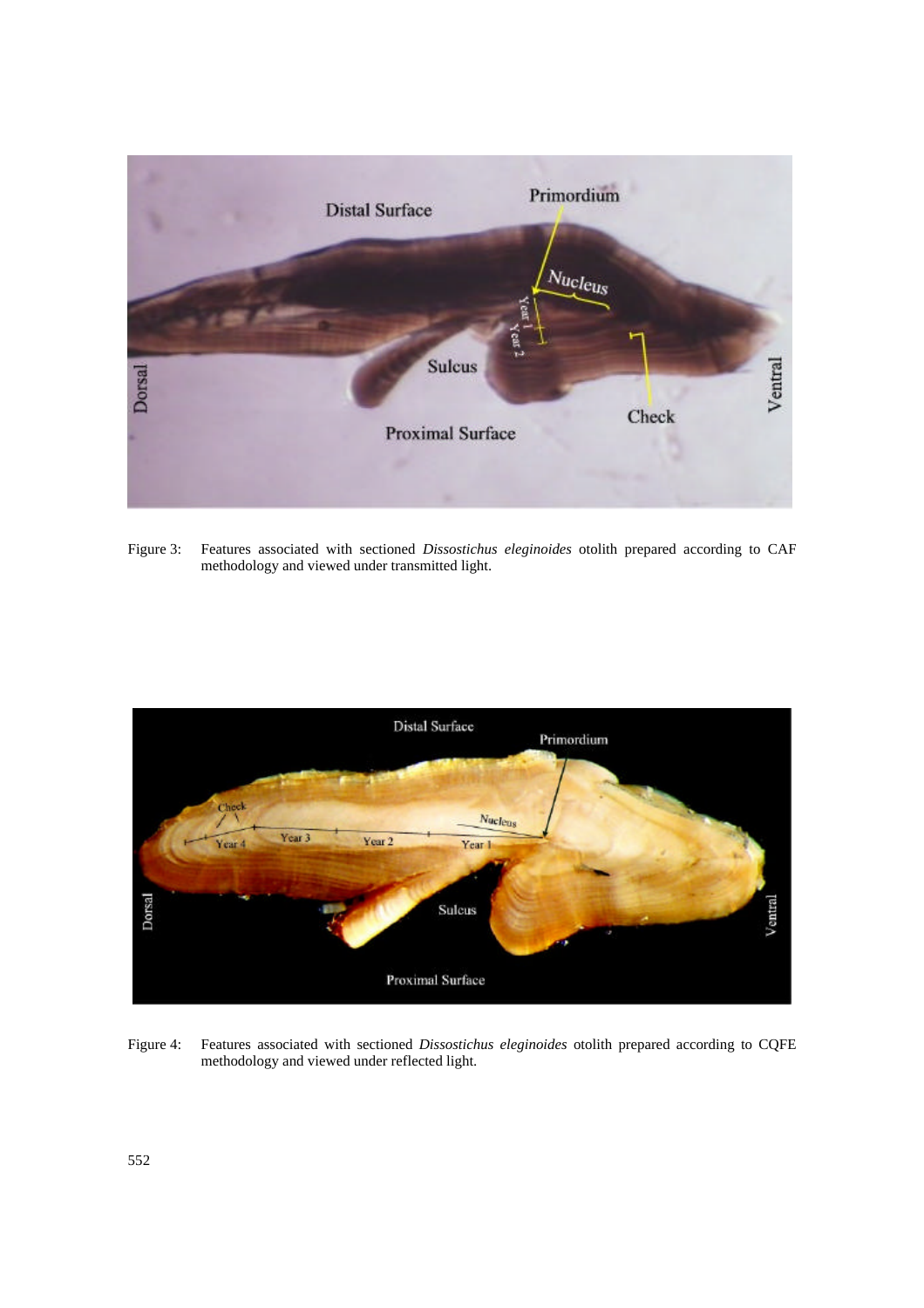Figure 3: Features associated with sectioned *Dissostichus eleginoides* otolith prepared according to CAF methodology and viewed under transmitted light.

Figure 4: Features associated with sectioned *Dissostichus eleginoides* otolith prepared according to CQFE methodology and viewed under reflected light.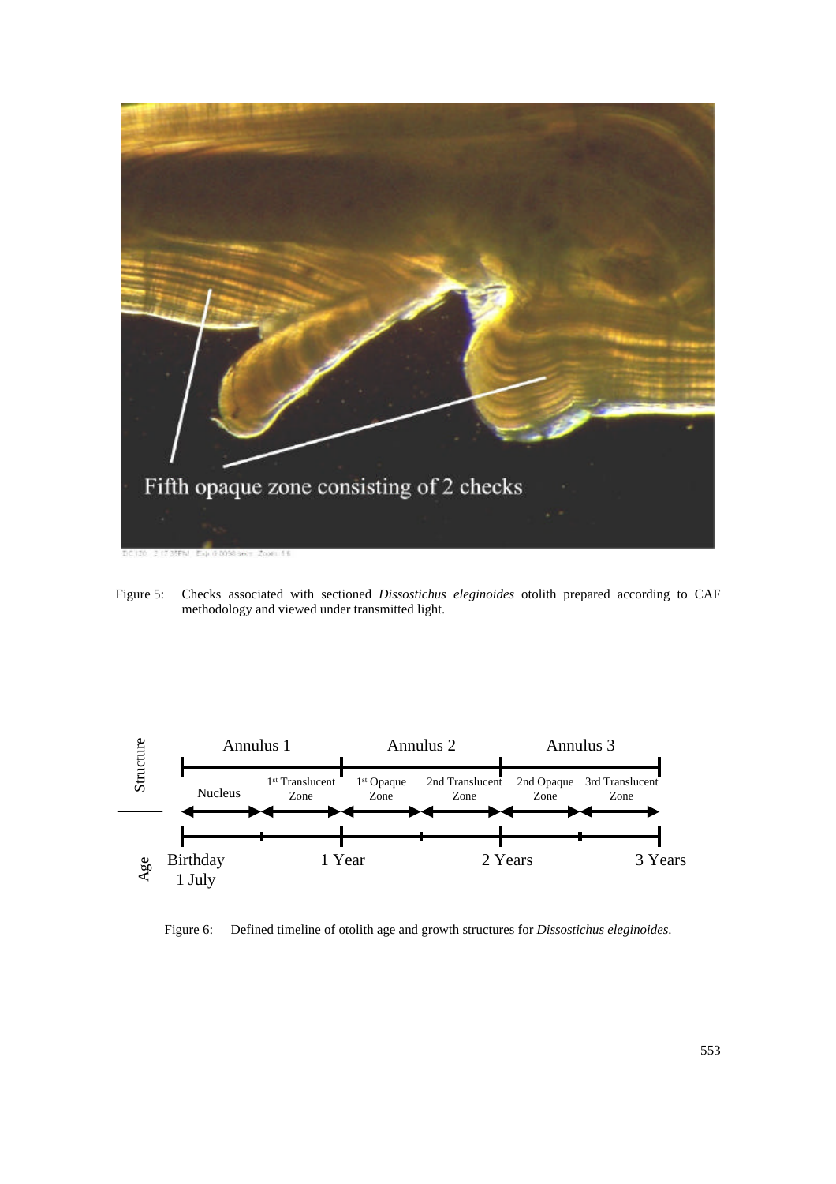Figure 5: Checks associated with sectioned *Dissostichus eleginoides* otolith prepared according to CAF methodology and viewed under transmitted light.

Figure 6: Defined timeline of otolith age and growth structures for *Dissostichus eleginoides*.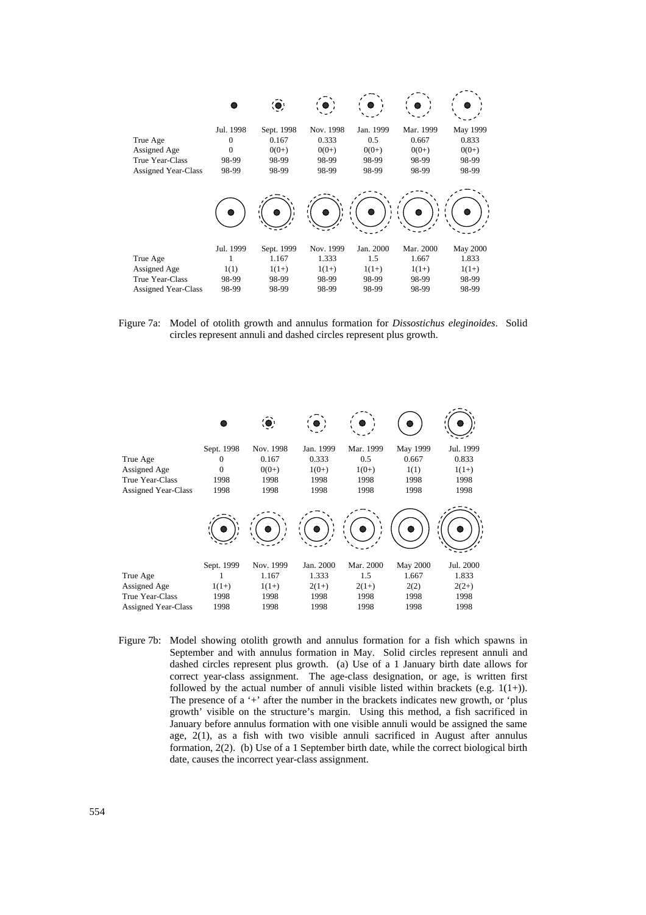| | Jul. 1998 | Sept. 1998 | Nov. 1998 | Jan. 1999 | Mar. 1999 | May 1999 |
|---|---|---|---|---|---|---|
| True Age | 0 | 0.167 | 0.333 | 0.5 | 0.667 | 0.833 |
| Assigned Age | 0 | 0(0+) | 0(0+) | 0(0+) | 0(0+) | 0(0+) |
| True Year-Class | 98-99 | 98-99 | 98-99 | 98-99 | 98-99 | 98-99 |
| Assigned Year-Class | 98-99 | 98-99 | 98-99 | 98-99 | 98-99 | 98-99 |

| | Jul. 1999 | Sept. 1999 | Nov. 1999 | Jan. 2000 | Mar. 2000 | May 2000 |
|---|---|---|---|---|---|---|
| True Age | 1 | 1.167 | 1.333 | 1.5 | 1.667 | 1.833 |
| Assigned Age | 1(1) | 1(1+) | 1(1+) | 1(1+) | 1(1+) | 1(1+) |
| True Year-Class | 98-99 | 98-99 | 98-99 | 98-99 | 98-99 | 98-99 |
| Assigned Year-Class | 98-99 | 98-99 | 98-99 | 98-99 | 98-99 | 98-99 |

Figure 7a: Model of otolith growth and annulus formation for *Dissostichus eleginoides*. Solid circles represent annuli and dashed circles represent plus growth.

| | Sept. 1998 | Nov. 1998 | Jan. 1999 | Mar. 1999 | May 1999 | Jul. 1999 |
|---|---|---|---|---|---|---|
| True Age | 0 | 0.167 | 0.333 | 0.5 | 0.667 | 0.833 |
| Assigned Age | 0 | 0(0+) | 1(0+) | 1(0+) | 1(1) | 1(1+) |
| True Year-Class | 1998 | 1998 | 1998 | 1998 | 1998 | 1998 |
| Assigned Year-Class | 1998 | 1998 | 1998 | 1998 | 1998 | 1998 |

| | Sept. 1999 | Nov. 1999 | Jan. 2000 | Mar. 2000 | May 2000 | Jul. 2000 |
|---|---|---|---|---|---|---|
| True Age | 1 | 1.167 | 1.333 | 1.5 | 1.667 | 1.833 |
| Assigned Age | 1(1+) | 1(1+) | 2(1+) | 2(1+) | 2(2) | 2(2+) |
| True Year-Class | 1998 | 1998 | 1998 | 1998 | 1998 | 1998 |
| Assigned Year-Class | 1998 | 1998 | 1998 | 1998 | 1998 | 1998 |

Figure 7b: Model showing otolith growth and annulus formation for a fish which spawns in September and with annulus formation in May. Solid circles represent annuli and dashed circles represent plus growth. (a) Use of a 1 January birth date allows for correct year-class assignment. The age-class designation, or age, is written first followed by the actual number of annuli visible listed within brackets (e.g. 1(1+)). The presence of a '+' after the number in the brackets indicates new growth, or 'plus growth' visible on the structure's margin. Using this method, a fish sacrificed in January before annulus formation with one visible annuli would be assigned the same age, 2(1), as a fish with two visible annuli sacrificed in August after annulus formation, 2(2). (b) Use of a 1 September birth date, while the correct biological birth date, causes the incorrect year-class assignment.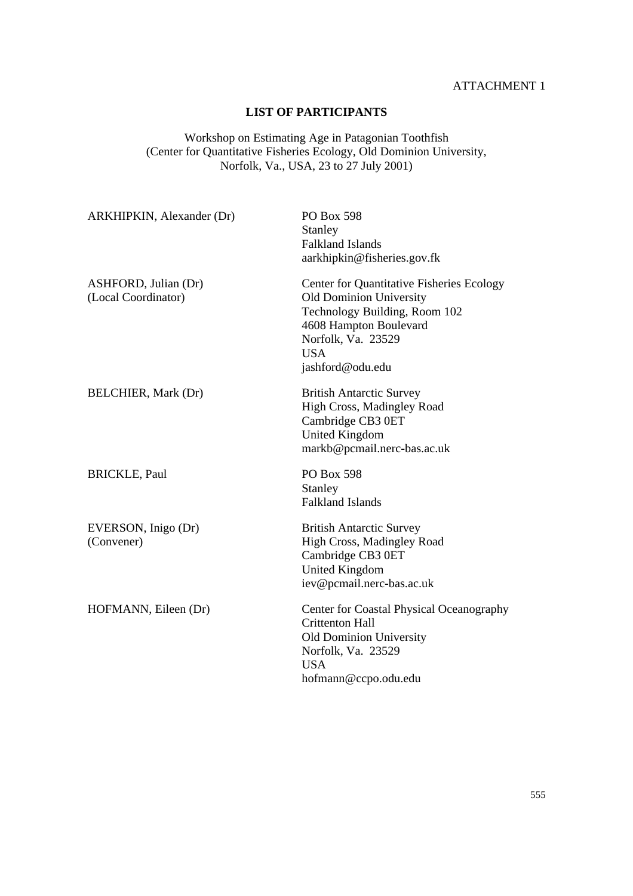ATTACHMENT 1

## LIST OF PARTICIPANTS

Workshop on Estimating Age in Patagonian Toothfish
(Center for Quantitative Fisheries Ecology, Old Dominion University,
Norfolk, Va., USA, 23 to 27 July 2001)

| | |
|---|---|
| ARKHIPKIN, Alexander (Dr) | PO Box 598<br>Stanley<br>Falkland Islands<br>aarkhipkin@fisheries.gov.fk |
| ASHFORD, Julian (Dr)<br>(Local Coordinator) | Center for Quantitative Fisheries Ecology<br>Old Dominion University<br>Technology Building, Room 102<br>4608 Hampton Boulevard<br>Norfolk, Va. 23529<br>USA<br>jashford@odu.edu |
| BELCHIER, Mark (Dr) | British Antarctic Survey<br>High Cross, Madingley Road<br>Cambridge CB3 0ET<br>United Kingdom<br>markb@pcmail.nerc-bas.ac.uk |
| BRICKLE, Paul | PO Box 598<br>Stanley<br>Falkland Islands |
| EVERSON, Inigo (Dr)<br>(Convener) | British Antarctic Survey<br>High Cross, Madingley Road<br>Cambridge CB3 0ET<br>United Kingdom<br>iev@pcmail.nerc-bas.ac.uk |
| HOFMANN, Eileen (Dr) | Center for Coastal Physical Oceanography<br>Crittenton Hall<br>Old Dominion University<br>Norfolk, Va. 23529<br>USA<br>hofmann@ccpo.odu.edu |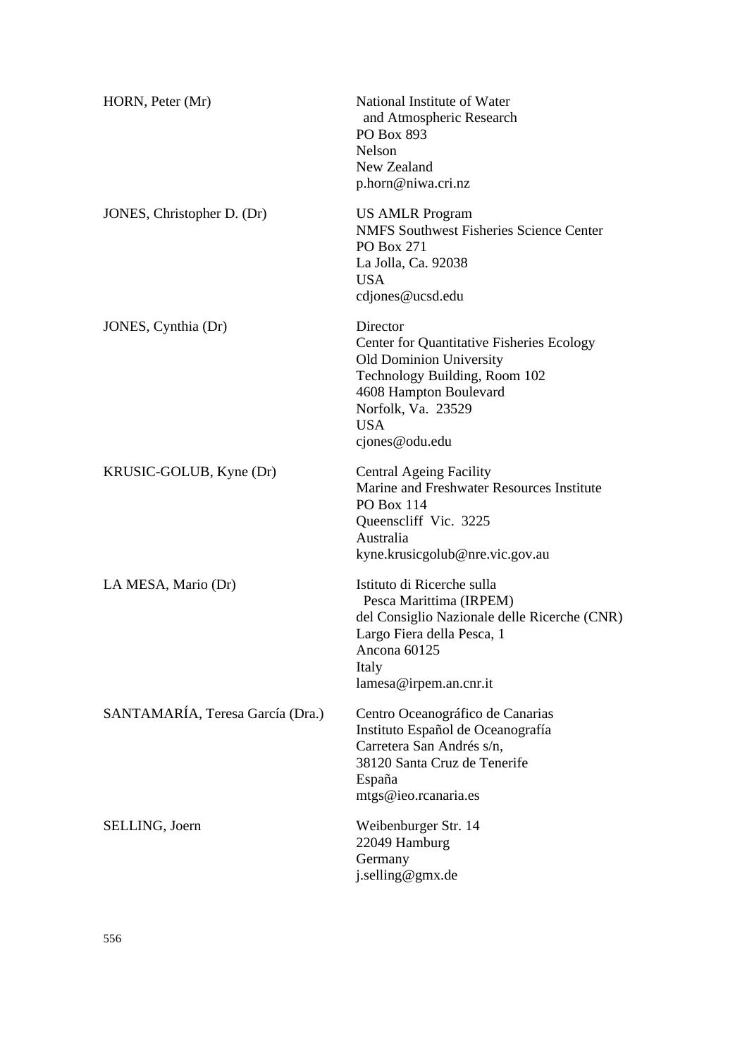| | |
|---|---|
| HORN, Peter (Mr) | National Institute of Water<br>and Atmospheric Research<br>PO Box 893<br>Nelson<br>New Zealand<br>p.horn@niwa.cri.nz |
| JONES, Christopher D. (Dr) | US AMLR Program<br>NMFS Southwest Fisheries Science Center<br>PO Box 271<br>La Jolla, Ca. 92038<br>USA<br>cdjones@ucsd.edu |
| JONES, Cynthia (Dr) | Director<br>Center for Quantitative Fisheries Ecology<br>Old Dominion University<br>Technology Building, Room 102<br>4608 Hampton Boulevard<br>Norfolk, Va. 23529<br>USA<br>cjones@odu.edu |
| KRUSIC-GOLUB, Kyne (Dr) | Central Ageing Facility<br>Marine and Freshwater Resources Institute<br>PO Box 114<br>Queenscliff Vic. 3225<br>Australia<br>kyne.krusicgolub@nre.vic.gov.au |
| LA MESA, Mario (Dr) | Istituto di Ricerche sulla<br>Pesca Marittima (IRPEM)<br>del Consiglio Nazionale delle Ricerche (CNR)<br>Largo Fiera della Pesca, 1<br>Ancona 60125<br>Italy<br>lamesa@irpem.an.cnr.it |
| SANTAMARÍA, Teresa García (Dra.) | Centro Oceanográfico de Canarias<br>Instituto Español de Oceanografía<br>Carretera San Andrés s/n,<br>38120 Santa Cruz de Tenerife<br>España<br>mtgs@ieo.rcanaria.es |
| SELLING, Joern | Weibenburger Str. 14<br>22049 Hamburg<br>Germany<br>j.selling@gmx.de |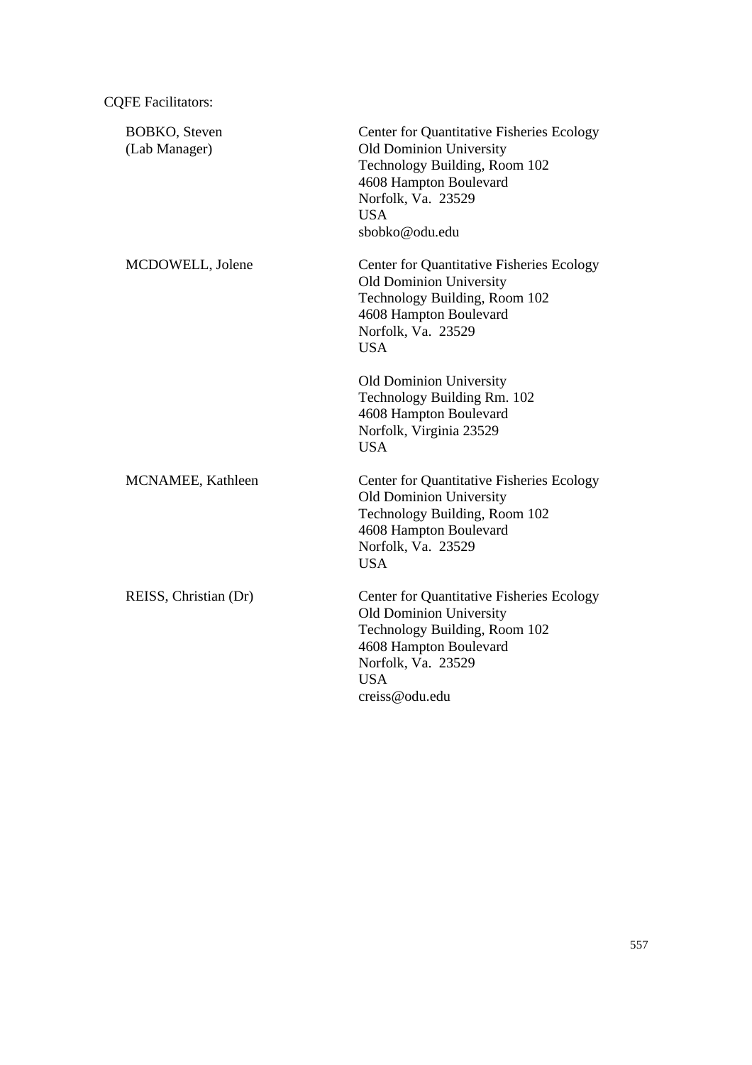CQFE Facilitators:

| | |
|---|---|
| BOBKO, Steven<br>(Lab Manager) | Center for Quantitative Fisheries Ecology<br>Old Dominion University<br>Technology Building, Room 102<br>4608 Hampton Boulevard<br>Norfolk, Va. 23529<br>USA<br>sbobko@odu.edu |
| MCDOWELL, Jolene | Center for Quantitative Fisheries Ecology<br>Old Dominion University<br>Technology Building, Room 102<br>4608 Hampton Boulevard<br>Norfolk, Va. 23529<br>USA<br><br>Old Dominion University<br>Technology Building Rm. 102<br>4608 Hampton Boulevard<br>Norfolk, Virginia 23529<br>USA |
| MCNAMEE, Kathleen | Center for Quantitative Fisheries Ecology<br>Old Dominion University<br>Technology Building, Room 102<br>4608 Hampton Boulevard<br>Norfolk, Va. 23529<br>USA |
| REISS, Christian (Dr) | Center for Quantitative Fisheries Ecology<br>Old Dominion University<br>Technology Building, Room 102<br>4608 Hampton Boulevard<br>Norfolk, Va. 23529<br>USA<br>creiss@odu.edu |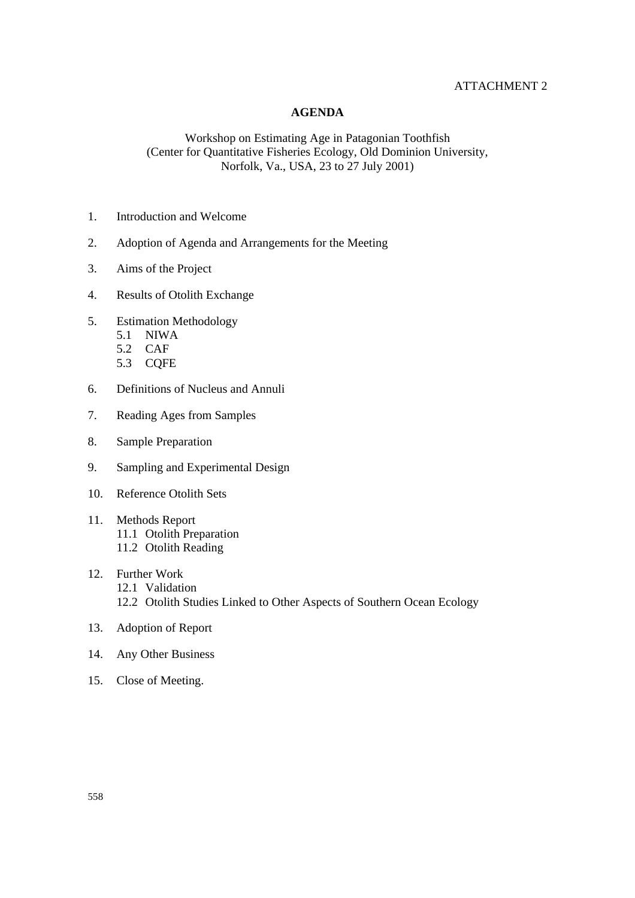ATTACHMENT 2

## AGENDA

Workshop on Estimating Age in Patagonian Toothfish
(Center for Quantitative Fisheries Ecology, Old Dominion University,
Norfolk, Va., USA, 23 to 27 July 2001)

1. Introduction and Welcome
2. Adoption of Agenda and Arrangements for the Meeting
3. Aims of the Project
4. Results of Otolith Exchange
5. Estimation Methodology
   - 5.1 NIWA
   - 5.2 CAF
   - 5.3 CQFE
6. Definitions of Nucleus and Annuli
7. Reading Ages from Samples
8. Sample Preparation
9. Sampling and Experimental Design
10. Reference Otolith Sets
11. Methods Report
    - 11.1 Otolith Preparation
    - 11.2 Otolith Reading
12. Further Work
    - 12.1 Validation
    - 12.2 Otolith Studies Linked to Other Aspects of Southern Ocean Ecology
13. Adoption of Report
14. Any Other Business
15. Close of Meeting.